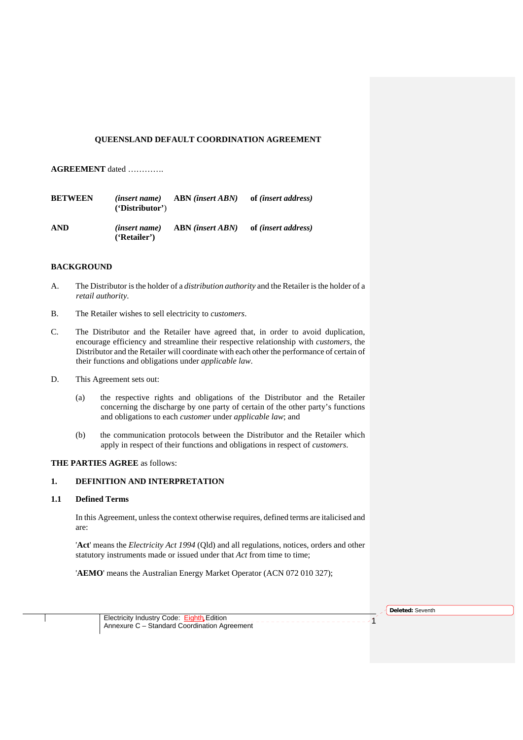# QUEENSLAND DEFAULT COORDINATION AGREEMENT

**AGREEMENT** dated ………….

| | | | |
|---|---|---|---|
| **BETWEEN** | ***(insert name)*** **('Distributor')** | **ABN *(insert ABN)*** | **of *(insert address)*** |
| **AND** | ***(insert name)*** **('Retailer')** | **ABN *(insert ABN)*** | **of *(insert address)*** |

## BACKGROUND

A. The Distributor is the holder of a *distribution authority* and the Retailer is the holder of a *retail authority*.

B. The Retailer wishes to sell electricity to *customers*.

C. The Distributor and the Retailer have agreed that, in order to avoid duplication, encourage efficiency and streamline their respective relationship with *customers*, the Distributor and the Retailer will coordinate with each other the performance of certain of their functions and obligations under *applicable law*.

D. This Agreement sets out:

(a) the respective rights and obligations of the Distributor and the Retailer concerning the discharge by one party of certain of the other party's functions and obligations to each *customer* under *applicable law*; and

(b) the communication protocols between the Distributor and the Retailer which apply in respect of their functions and obligations in respect of *customers*.

**THE PARTIES AGREE** as follows:

## 1. DEFINITION AND INTERPRETATION

### 1.1 Defined Terms

In this Agreement, unless the context otherwise requires, defined terms are italicised and are:

'**Act**' means the *Electricity Act 1994* (Qld) and all regulations, notices, orders and other statutory instruments made or issued under that *Act* from time to time;

'**AEMO**' means the Australian Energy Market Operator (ACN 072 010 327);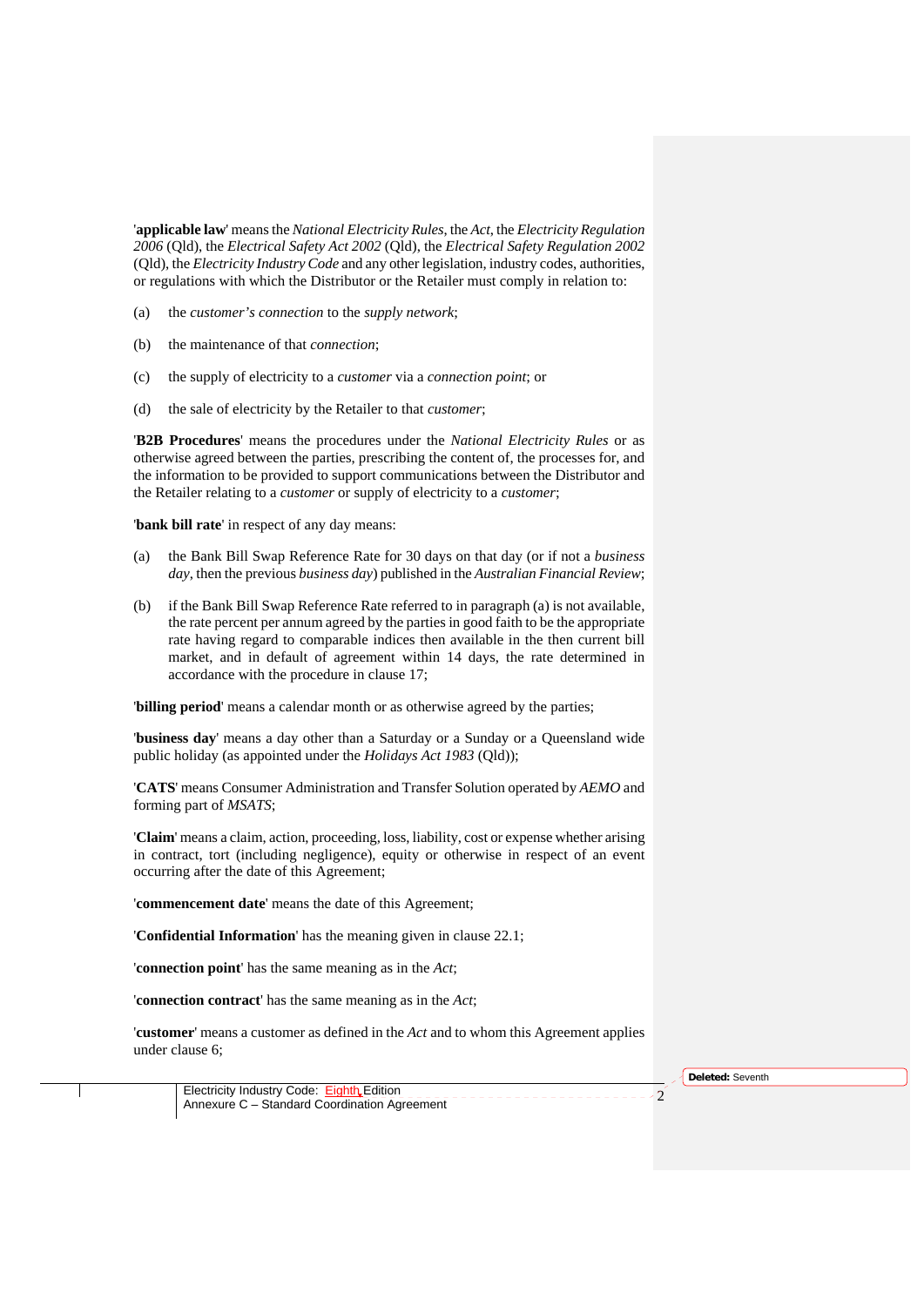'**applicable law**' means the *National Electricity Rules*, the *Act*, the *Electricity Regulation 2006* (Qld), the *Electrical Safety Act 2002* (Qld), the *Electrical Safety Regulation 2002* (Qld), the *Electricity Industry Code* and any other legislation, industry codes, authorities, or regulations with which the Distributor or the Retailer must comply in relation to:

(a) the *customer's connection* to the *supply network*;

(b) the maintenance of that *connection*;

(c) the supply of electricity to a *customer* via a *connection point*; or

(d) the sale of electricity by the Retailer to that *customer*;

'**B2B Procedures**' means the procedures under the *National Electricity Rules* or as otherwise agreed between the parties, prescribing the content of, the processes for, and the information to be provided to support communications between the Distributor and the Retailer relating to a *customer* or supply of electricity to a *customer*;

'**bank bill rate**' in respect of any day means:

(a) the Bank Bill Swap Reference Rate for 30 days on that day (or if not a *business day*, then the previous *business day*) published in the *Australian Financial Review*;

(b) if the Bank Bill Swap Reference Rate referred to in paragraph (a) is not available, the rate percent per annum agreed by the parties in good faith to be the appropriate rate having regard to comparable indices then available in the then current bill market, and in default of agreement within 14 days, the rate determined in accordance with the procedure in clause 17;

'**billing period**' means a calendar month or as otherwise agreed by the parties;

'**business day**' means a day other than a Saturday or a Sunday or a Queensland wide public holiday (as appointed under the *Holidays Act 1983* (Qld));

'**CATS**' means Consumer Administration and Transfer Solution operated by *AEMO* and forming part of *MSATS*;

'**Claim**' means a claim, action, proceeding, loss, liability, cost or expense whether arising in contract, tort (including negligence), equity or otherwise in respect of an event occurring after the date of this Agreement;

'**commencement date**' means the date of this Agreement;

'**Confidential Information**' has the meaning given in clause 22.1;

'**connection point**' has the same meaning as in the *Act*;

'**connection contract**' has the same meaning as in the *Act*;

'**customer**' means a customer as defined in the *Act* and to whom this Agreement applies under clause 6;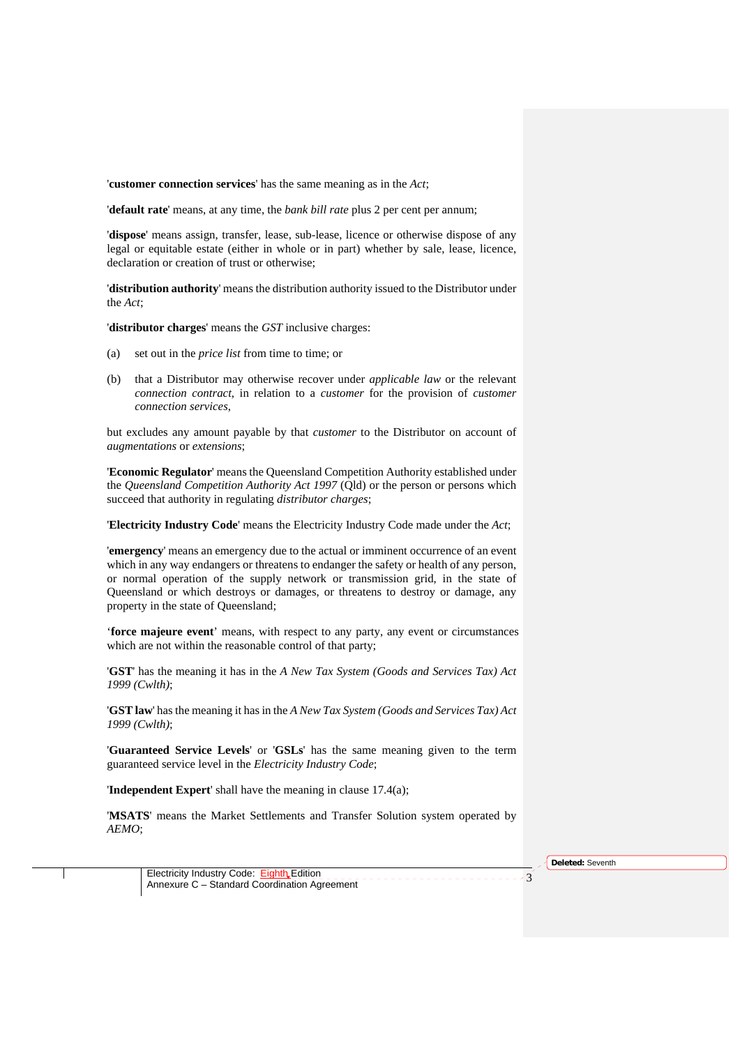'**customer connection services**' has the same meaning as in the *Act*;

'**default rate**' means, at any time, the *bank bill rate* plus 2 per cent per annum;

'**dispose**' means assign, transfer, lease, sub-lease, licence or otherwise dispose of any legal or equitable estate (either in whole or in part) whether by sale, lease, licence, declaration or creation of trust or otherwise;

'**distribution authority**' means the distribution authority issued to the Distributor under the *Act*;

'**distributor charges**' means the *GST* inclusive charges:

(a) set out in the *price list* from time to time; or

(b) that a Distributor may otherwise recover under *applicable law* or the relevant *connection contract*, in relation to a *customer* for the provision of *customer connection services*,

but excludes any amount payable by that *customer* to the Distributor on account of *augmentations* or *extensions*;

'**Economic Regulator**' means the Queensland Competition Authority established under the *Queensland Competition Authority Act 1997* (Qld) or the person or persons which succeed that authority in regulating *distributor charges*;

'**Electricity Industry Code**' means the Electricity Industry Code made under the *Act*;

'**emergency**' means an emergency due to the actual or imminent occurrence of an event which in any way endangers or threatens to endanger the safety or health of any person, or normal operation of the supply network or transmission grid, in the state of Queensland or which destroys or damages, or threatens to destroy or damage, any property in the state of Queensland;

'**force majeure event**' means, with respect to any party, any event or circumstances which are not within the reasonable control of that party;

'**GST**' has the meaning it has in the *A New Tax System (Goods and Services Tax) Act 1999 (Cwlth)*;

'**GST law**' has the meaning it has in the *A New Tax System (Goods and Services Tax) Act 1999 (Cwlth)*;

'**Guaranteed Service Levels**' or '**GSLs**' has the same meaning given to the term guaranteed service level in the *Electricity Industry Code*;

'**Independent Expert**' shall have the meaning in clause 17.4(a);

'**MSATS**' means the Market Settlements and Transfer Solution system operated by *AEMO*;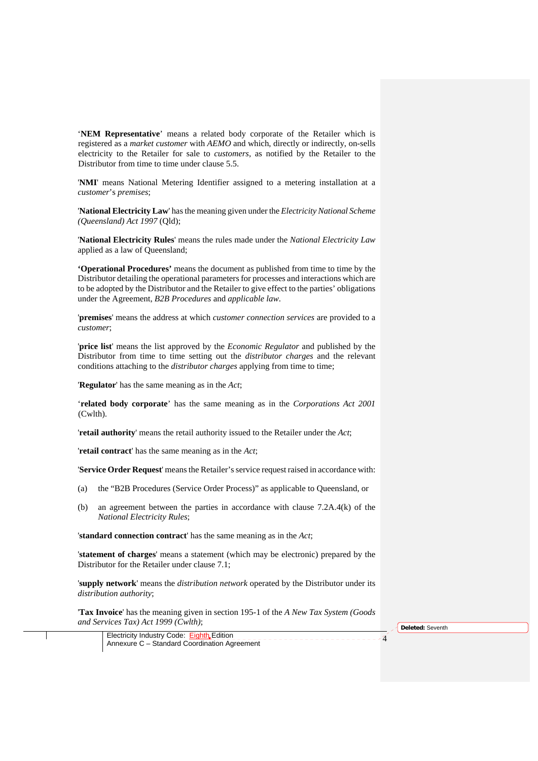'**NEM Representative**' means a related body corporate of the Retailer which is registered as a *market customer* with *AEMO* and which, directly or indirectly, on-sells electricity to the Retailer for sale to *customers*, as notified by the Retailer to the Distributor from time to time under clause 5.5.

'**NMI**' means National Metering Identifier assigned to a metering installation at a *customer*'s *premises*;

'**National Electricity Law**' has the meaning given under the *Electricity National Scheme (Queensland) Act 1997* (Qld);

'**National Electricity Rules**' means the rules made under the *National Electricity Law* applied as a law of Queensland;

**'Operational Procedures'** means the document as published from time to time by the Distributor detailing the operational parameters for processes and interactions which are to be adopted by the Distributor and the Retailer to give effect to the parties' obligations under the Agreement, *B2B Procedures* and *applicable law*.

'**premises**' means the address at which *customer connection services* are provided to a *customer*;

'**price list**' means the list approved by the *Economic Regulator* and published by the Distributor from time to time setting out the *distributor charges* and the relevant conditions attaching to the *distributor charges* applying from time to time;

'**Regulator**' has the same meaning as in the *Act*;

'**related body corporate**' has the same meaning as in the *Corporations Act 2001* (Cwlth).

'**retail authority**' means the retail authority issued to the Retailer under the *Act*;

'**retail contract**' has the same meaning as in the *Act*;

'**Service Order Request**' means the Retailer's service request raised in accordance with:

(a) the "B2B Procedures (Service Order Process)" as applicable to Queensland, or

(b) an agreement between the parties in accordance with clause 7.2A.4(k) of the *National Electricity Rules*;

'**standard connection contract**' has the same meaning as in the *Act*;

'**statement of charges**' means a statement (which may be electronic) prepared by the Distributor for the Retailer under clause 7.1;

'**supply network**' means the *distribution network* operated by the Distributor under its *distribution authority*;

'**Tax Invoice**' has the meaning given in section 195-1 of the *A New Tax System (Goods and Services Tax) Act 1999 (Cwlth)*;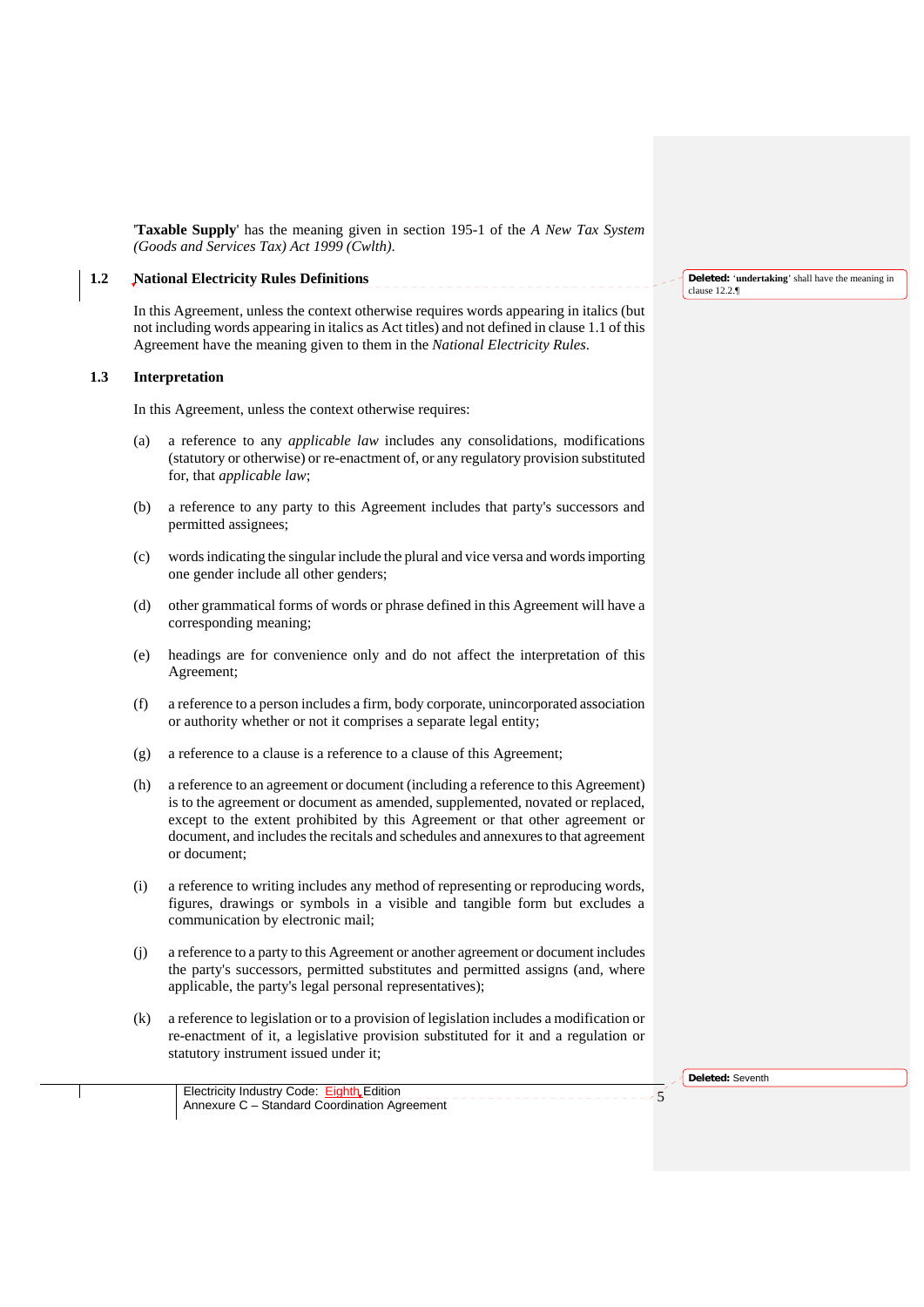'**Taxable Supply**' has the meaning given in section 195-1 of the *A New Tax System (Goods and Services Tax) Act 1999 (Cwlth)*.

## 1.2 National Electricity Rules Definitions

In this Agreement, unless the context otherwise requires words appearing in italics (but not including words appearing in italics as Act titles) and not defined in clause 1.1 of this Agreement have the meaning given to them in the *National Electricity Rules*.

## 1.3 Interpretation

In this Agreement, unless the context otherwise requires:

(a) a reference to any *applicable law* includes any consolidations, modifications (statutory or otherwise) or re-enactment of, or any regulatory provision substituted for, that *applicable law*;

(b) a reference to any party to this Agreement includes that party's successors and permitted assignees;

(c) words indicating the singular include the plural and vice versa and words importing one gender include all other genders;

(d) other grammatical forms of words or phrase defined in this Agreement will have a corresponding meaning;

(e) headings are for convenience only and do not affect the interpretation of this Agreement;

(f) a reference to a person includes a firm, body corporate, unincorporated association or authority whether or not it comprises a separate legal entity;

(g) a reference to a clause is a reference to a clause of this Agreement;

(h) a reference to an agreement or document (including a reference to this Agreement) is to the agreement or document as amended, supplemented, novated or replaced, except to the extent prohibited by this Agreement or that other agreement or document, and includes the recitals and schedules and annexures to that agreement or document;

(i) a reference to writing includes any method of representing or reproducing words, figures, drawings or symbols in a visible and tangible form but excludes a communication by electronic mail;

(j) a reference to a party to this Agreement or another agreement or document includes the party's successors, permitted substitutes and permitted assigns (and, where applicable, the party's legal personal representatives);

(k) a reference to legislation or to a provision of legislation includes a modification or re-enactment of it, a legislative provision substituted for it and a regulation or statutory instrument issued under it;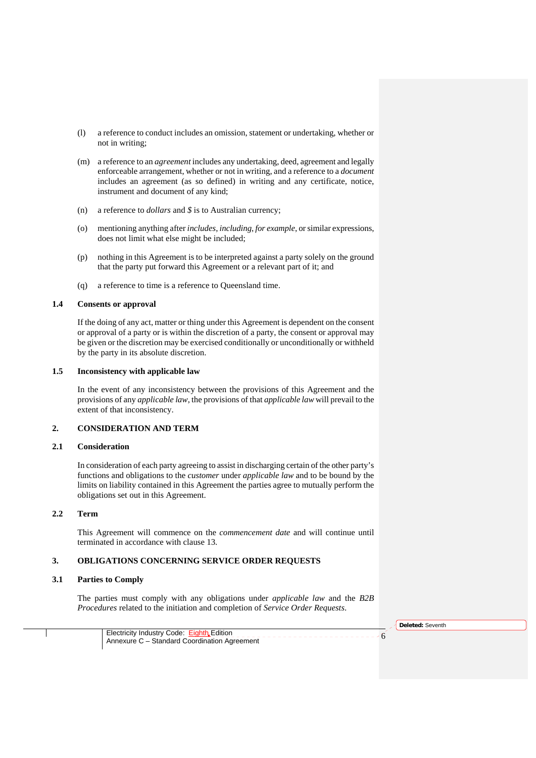(l) a reference to conduct includes an omission, statement or undertaking, whether or not in writing;

(m) a reference to an *agreement* includes any undertaking, deed, agreement and legally enforceable arrangement, whether or not in writing, and a reference to a *document* includes an agreement (as so defined) in writing and any certificate, notice, instrument and document of any kind;

(n) a reference to *dollars* and *$* is to Australian currency;

(o) mentioning anything after *includes*, *including*, *for example*, or similar expressions, does not limit what else might be included;

(p) nothing in this Agreement is to be interpreted against a party solely on the ground that the party put forward this Agreement or a relevant part of it; and

(q) a reference to time is a reference to Queensland time.

### 1.4 Consents or approval

If the doing of any act, matter or thing under this Agreement is dependent on the consent or approval of a party or is within the discretion of a party, the consent or approval may be given or the discretion may be exercised conditionally or unconditionally or withheld by the party in its absolute discretion.

### 1.5 Inconsistency with applicable law

In the event of any inconsistency between the provisions of this Agreement and the provisions of any *applicable law*, the provisions of that *applicable law* will prevail to the extent of that inconsistency.

## 2. CONSIDERATION AND TERM

### 2.1 Consideration

In consideration of each party agreeing to assist in discharging certain of the other party's functions and obligations to the *customer* under *applicable law* and to be bound by the limits on liability contained in this Agreement the parties agree to mutually perform the obligations set out in this Agreement.

### 2.2 Term

This Agreement will commence on the *commencement date* and will continue until terminated in accordance with clause 13.

## 3. OBLIGATIONS CONCERNING SERVICE ORDER REQUESTS

### 3.1 Parties to Comply

The parties must comply with any obligations under *applicable law* and the *B2B Procedures* related to the initiation and completion of *Service Order Requests*.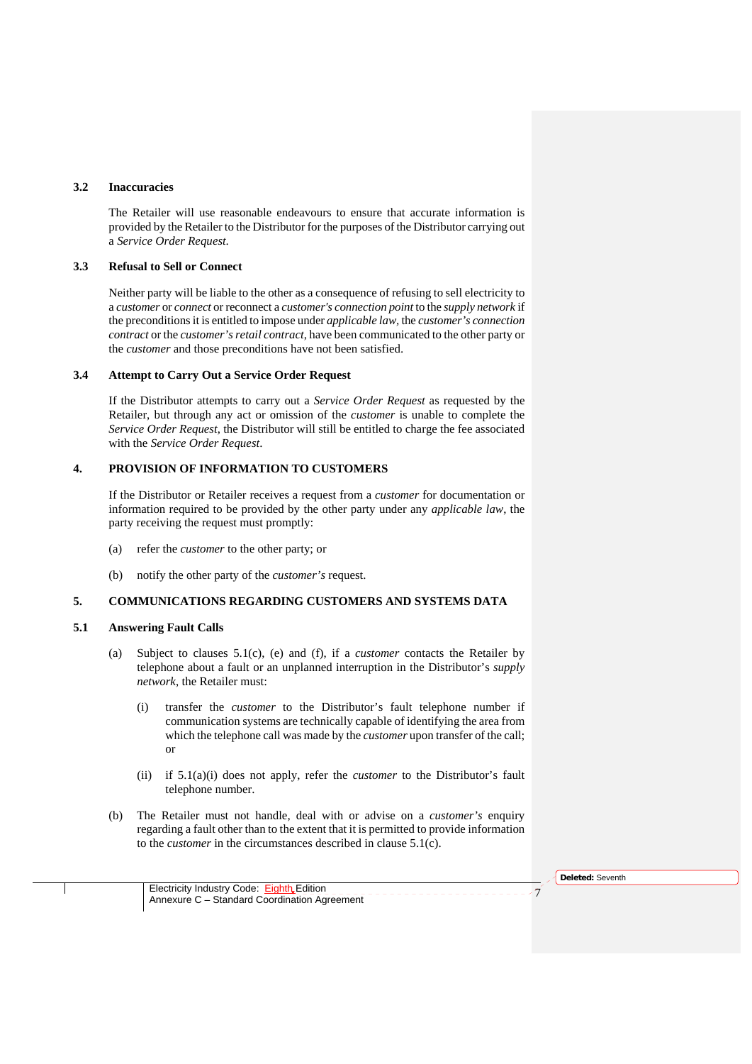### 3.2 Inaccuracies

The Retailer will use reasonable endeavours to ensure that accurate information is provided by the Retailer to the Distributor for the purposes of the Distributor carrying out a *Service Order Request*.

### 3.3 Refusal to Sell or Connect

Neither party will be liable to the other as a consequence of refusing to sell electricity to a *customer* or *connect* or reconnect a *customer's connection point* to the *supply network* if the preconditions it is entitled to impose under *applicable law*, the *customer's connection contract* or the *customer's retail contract*, have been communicated to the other party or the *customer* and those preconditions have not been satisfied.

### 3.4 Attempt to Carry Out a Service Order Request

If the Distributor attempts to carry out a *Service Order Request* as requested by the Retailer, but through any act or omission of the *customer* is unable to complete the *Service Order Request*, the Distributor will still be entitled to charge the fee associated with the *Service Order Request*.

## 4. PROVISION OF INFORMATION TO CUSTOMERS

If the Distributor or Retailer receives a request from a *customer* for documentation or information required to be provided by the other party under any *applicable law*, the party receiving the request must promptly:

(a) refer the *customer* to the other party; or

(b) notify the other party of the *customer's* request.

## 5. COMMUNICATIONS REGARDING CUSTOMERS AND SYSTEMS DATA

### 5.1 Answering Fault Calls

(a) Subject to clauses 5.1(c), (e) and (f), if a *customer* contacts the Retailer by telephone about a fault or an unplanned interruption in the Distributor's *supply network*, the Retailer must:

(i) transfer the *customer* to the Distributor's fault telephone number if communication systems are technically capable of identifying the area from which the telephone call was made by the *customer* upon transfer of the call; or

(ii) if 5.1(a)(i) does not apply, refer the *customer* to the Distributor's fault telephone number.

(b) The Retailer must not handle, deal with or advise on a *customer's* enquiry regarding a fault other than to the extent that it is permitted to provide information to the *customer* in the circumstances described in clause 5.1(c).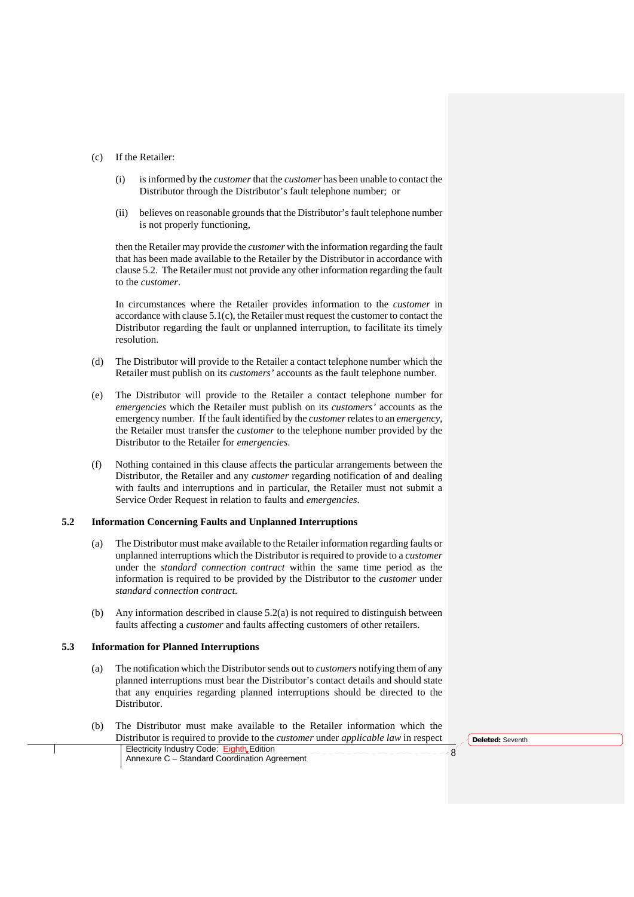(c) If the Retailer:

   (i) is informed by the *customer* that the *customer* has been unable to contact the Distributor through the Distributor's fault telephone number; or

   (ii) believes on reasonable grounds that the Distributor's fault telephone number is not properly functioning,

   then the Retailer may provide the *customer* with the information regarding the fault that has been made available to the Retailer by the Distributor in accordance with clause 5.2. The Retailer must not provide any other information regarding the fault to the *customer*.

   In circumstances where the Retailer provides information to the *customer* in accordance with clause 5.1(c), the Retailer must request the customer to contact the Distributor regarding the fault or unplanned interruption, to facilitate its timely resolution.

(d) The Distributor will provide to the Retailer a contact telephone number which the Retailer must publish on its *customers'* accounts as the fault telephone number.

(e) The Distributor will provide to the Retailer a contact telephone number for *emergencies* which the Retailer must publish on its *customers'* accounts as the emergency number. If the fault identified by the *customer* relates to an *emergency*, the Retailer must transfer the *customer* to the telephone number provided by the Distributor to the Retailer for *emergencies*.

(f) Nothing contained in this clause affects the particular arrangements between the Distributor, the Retailer and any *customer* regarding notification of and dealing with faults and interruptions and in particular, the Retailer must not submit a Service Order Request in relation to faults and *emergencies*.

### 5.2 Information Concerning Faults and Unplanned Interruptions

(a) The Distributor must make available to the Retailer information regarding faults or unplanned interruptions which the Distributor is required to provide to a *customer* under the *standard connection contract* within the same time period as the information is required to be provided by the Distributor to the *customer* under *standard connection contract*.

(b) Any information described in clause 5.2(a) is not required to distinguish between faults affecting a *customer* and faults affecting customers of other retailers.

### 5.3 Information for Planned Interruptions

(a) The notification which the Distributor sends out to *customers* notifying them of any planned interruptions must bear the Distributor's contact details and should state that any enquiries regarding planned interruptions should be directed to the Distributor.

(b) The Distributor must make available to the Retailer information which the Distributor is required to provide to the *customer* under *applicable law* in respect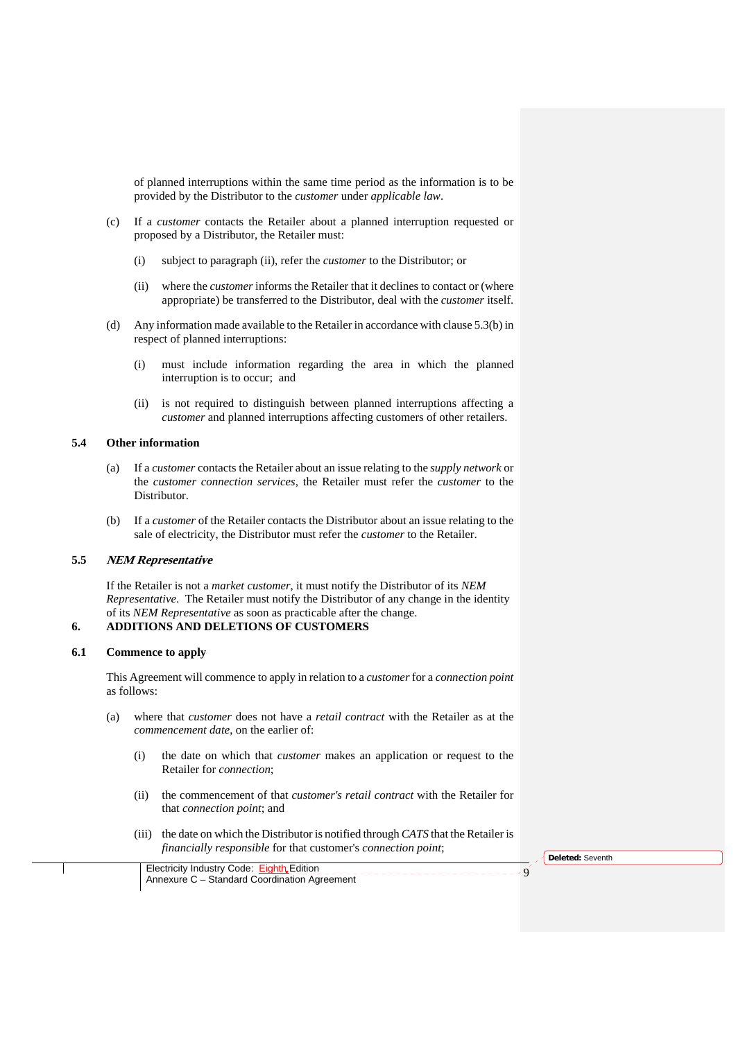of planned interruptions within the same time period as the information is to be provided by the Distributor to the *customer* under *applicable law*.

(c) If a *customer* contacts the Retailer about a planned interruption requested or proposed by a Distributor, the Retailer must:

(i) subject to paragraph (ii), refer the *customer* to the Distributor; or

(ii) where the *customer* informs the Retailer that it declines to contact or (where appropriate) be transferred to the Distributor, deal with the *customer* itself.

(d) Any information made available to the Retailer in accordance with clause 5.3(b) in respect of planned interruptions:

(i) must include information regarding the area in which the planned interruption is to occur; and

(ii) is not required to distinguish between planned interruptions affecting a *customer* and planned interruptions affecting customers of other retailers.

### 5.4 Other information

(a) If a *customer* contacts the Retailer about an issue relating to the *supply network* or the *customer connection services*, the Retailer must refer the *customer* to the Distributor.

(b) If a *customer* of the Retailer contacts the Distributor about an issue relating to the sale of electricity, the Distributor must refer the *customer* to the Retailer.

### 5.5 *NEM Representative*

If the Retailer is not a *market customer*, it must notify the Distributor of its *NEM Representative*. The Retailer must notify the Distributor of any change in the identity of its *NEM Representative* as soon as practicable after the change.

## 6. ADDITIONS AND DELETIONS OF CUSTOMERS

### 6.1 Commence to apply

This Agreement will commence to apply in relation to a *customer* for a *connection point* as follows:

(a) where that *customer* does not have a *retail contract* with the Retailer as at the *commencement date*, on the earlier of:

(i) the date on which that *customer* makes an application or request to the Retailer for *connection*;

(ii) the commencement of that *customer's retail contract* with the Retailer for that *connection point*; and

(iii) the date on which the Distributor is notified through *CATS* that the Retailer is *financially responsible* for that customer's *connection point*;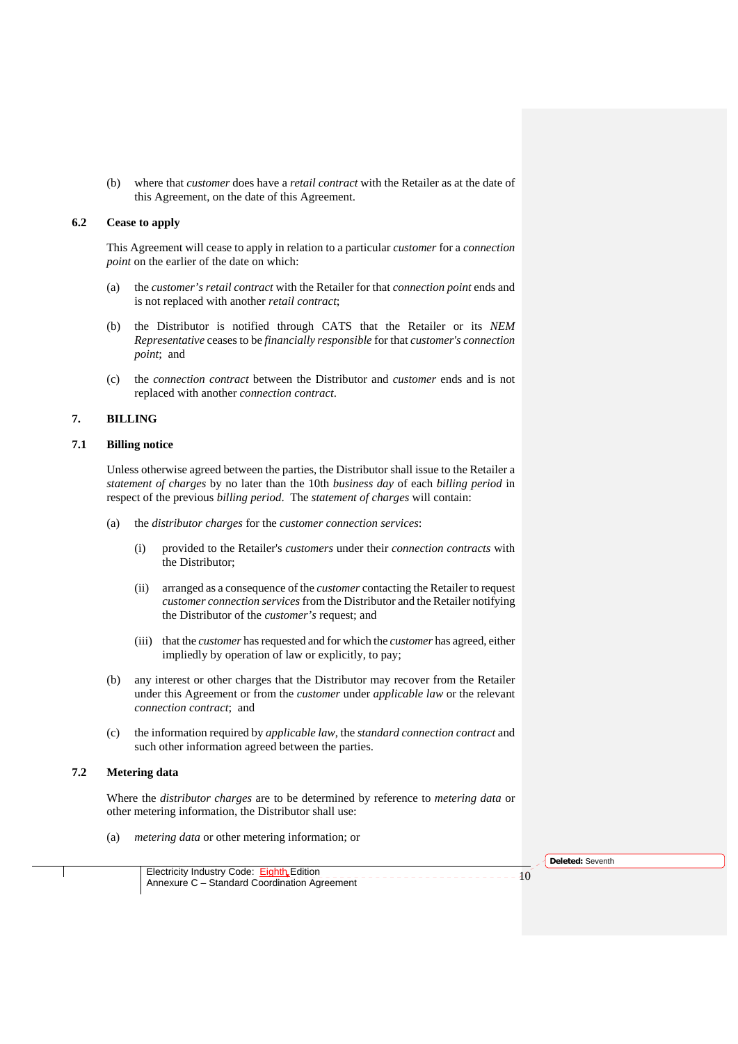(b) where that *customer* does have a *retail contract* with the Retailer as at the date of this Agreement, on the date of this Agreement.

### 6.2 Cease to apply

This Agreement will cease to apply in relation to a particular *customer* for a *connection point* on the earlier of the date on which:

(a) the *customer's retail contract* with the Retailer for that *connection point* ends and is not replaced with another *retail contract*;

(b) the Distributor is notified through CATS that the Retailer or its *NEM Representative* ceases to be *financially responsible* for that *customer's connection point*; and

(c) the *connection contract* between the Distributor and *customer* ends and is not replaced with another *connection contract*.

## 7. BILLING

### 7.1 Billing notice

Unless otherwise agreed between the parties, the Distributor shall issue to the Retailer a *statement of charges* by no later than the 10th *business day* of each *billing period* in respect of the previous *billing period*. The *statement of charges* will contain:

(a) the *distributor charges* for the *customer connection services*:

  (i) provided to the Retailer's *customers* under their *connection contracts* with the Distributor;

  (ii) arranged as a consequence of the *customer* contacting the Retailer to request *customer connection services* from the Distributor and the Retailer notifying the Distributor of the *customer's* request; and

  (iii) that the *customer* has requested and for which the *customer* has agreed, either impliedly by operation of law or explicitly, to pay;

(b) any interest or other charges that the Distributor may recover from the Retailer under this Agreement or from the *customer* under *applicable law* or the relevant *connection contract*; and

(c) the information required by *applicable law*, the *standard connection contract* and such other information agreed between the parties.

### 7.2 Metering data

Where the *distributor charges* are to be determined by reference to *metering data* or other metering information, the Distributor shall use:

(a) *metering data* or other metering information; or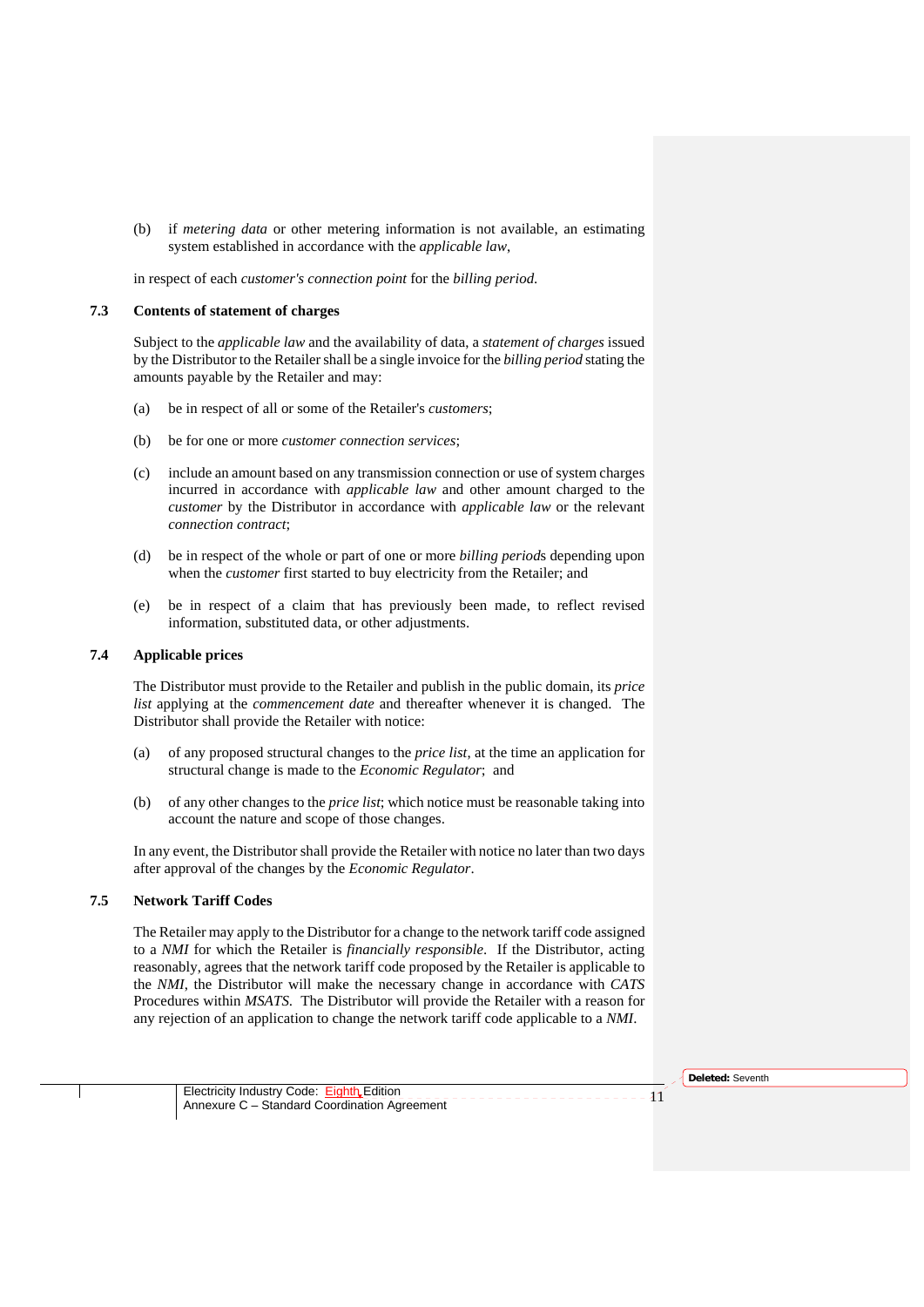(b) if *metering data* or other metering information is not available, an estimating system established in accordance with the *applicable law*,

in respect of each *customer's connection point* for the *billing period.*

### 7.3 Contents of statement of charges

Subject to the *applicable law* and the availability of data, a *statement of charges* issued by the Distributor to the Retailer shall be a single invoice for the *billing period* stating the amounts payable by the Retailer and may:

(a) be in respect of all or some of the Retailer's *customers*;

(b) be for one or more *customer connection services*;

(c) include an amount based on any transmission connection or use of system charges incurred in accordance with *applicable law* and other amount charged to the *customer* by the Distributor in accordance with *applicable law* or the relevant *connection contract*;

(d) be in respect of the whole or part of one or more *billing period*s depending upon when the *customer* first started to buy electricity from the Retailer; and

(e) be in respect of a claim that has previously been made, to reflect revised information, substituted data, or other adjustments.

### 7.4 Applicable prices

The Distributor must provide to the Retailer and publish in the public domain, its *price list* applying at the *commencement date* and thereafter whenever it is changed. The Distributor shall provide the Retailer with notice:

(a) of any proposed structural changes to the *price list*, at the time an application for structural change is made to the *Economic Regulator*; and

(b) of any other changes to the *price list*; which notice must be reasonable taking into account the nature and scope of those changes.

In any event, the Distributor shall provide the Retailer with notice no later than two days after approval of the changes by the *Economic Regulator*.

### 7.5 Network Tariff Codes

The Retailer may apply to the Distributor for a change to the network tariff code assigned to a *NMI* for which the Retailer is *financially responsible*. If the Distributor, acting reasonably, agrees that the network tariff code proposed by the Retailer is applicable to the *NMI*, the Distributor will make the necessary change in accordance with *CATS* Procedures within *MSATS*. The Distributor will provide the Retailer with a reason for any rejection of an application to change the network tariff code applicable to a *NMI*.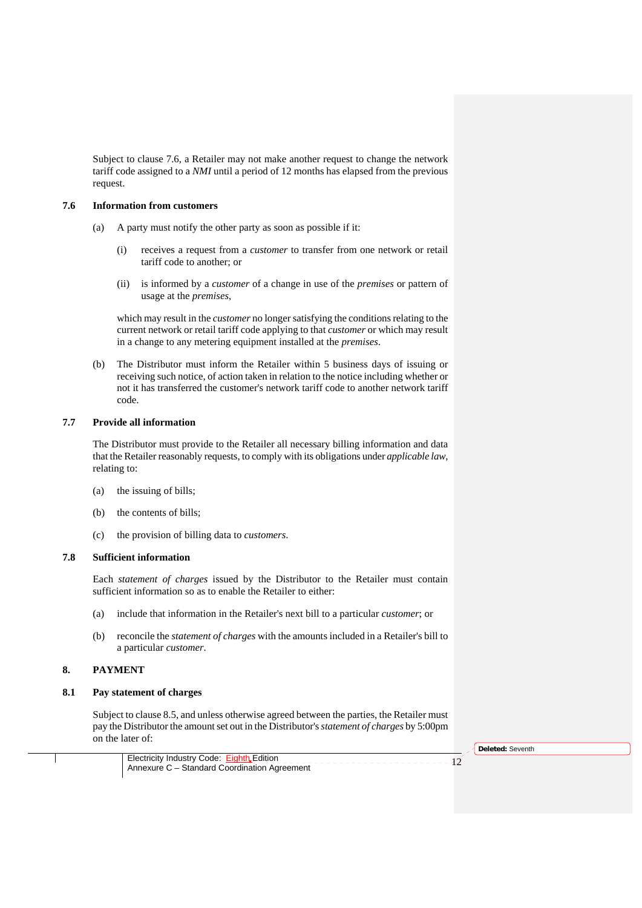Subject to clause 7.6, a Retailer may not make another request to change the network tariff code assigned to a *NMI* until a period of 12 months has elapsed from the previous request.

### 7.6 Information from customers

(a) A party must notify the other party as soon as possible if it:

(i) receives a request from a *customer* to transfer from one network or retail tariff code to another; or

(ii) is informed by a *customer* of a change in use of the *premises* or pattern of usage at the *premises*,

which may result in the *customer* no longer satisfying the conditions relating to the current network or retail tariff code applying to that *customer* or which may result in a change to any metering equipment installed at the *premises*.

(b) The Distributor must inform the Retailer within 5 business days of issuing or receiving such notice, of action taken in relation to the notice including whether or not it has transferred the customer's network tariff code to another network tariff code.

### 7.7 Provide all information

The Distributor must provide to the Retailer all necessary billing information and data that the Retailer reasonably requests, to comply with its obligations under *applicable law*, relating to:

(a) the issuing of bills;

(b) the contents of bills;

(c) the provision of billing data to *customers*.

### 7.8 Sufficient information

Each *statement of charges* issued by the Distributor to the Retailer must contain sufficient information so as to enable the Retailer to either:

(a) include that information in the Retailer's next bill to a particular *customer*; or

(b) reconcile the *statement of charges* with the amounts included in a Retailer's bill to a particular *customer*.

## 8. PAYMENT

### 8.1 Pay statement of charges

Subject to clause 8.5, and unless otherwise agreed between the parties, the Retailer must pay the Distributor the amount set out in the Distributor's *statement of charges* by 5:00pm on the later of: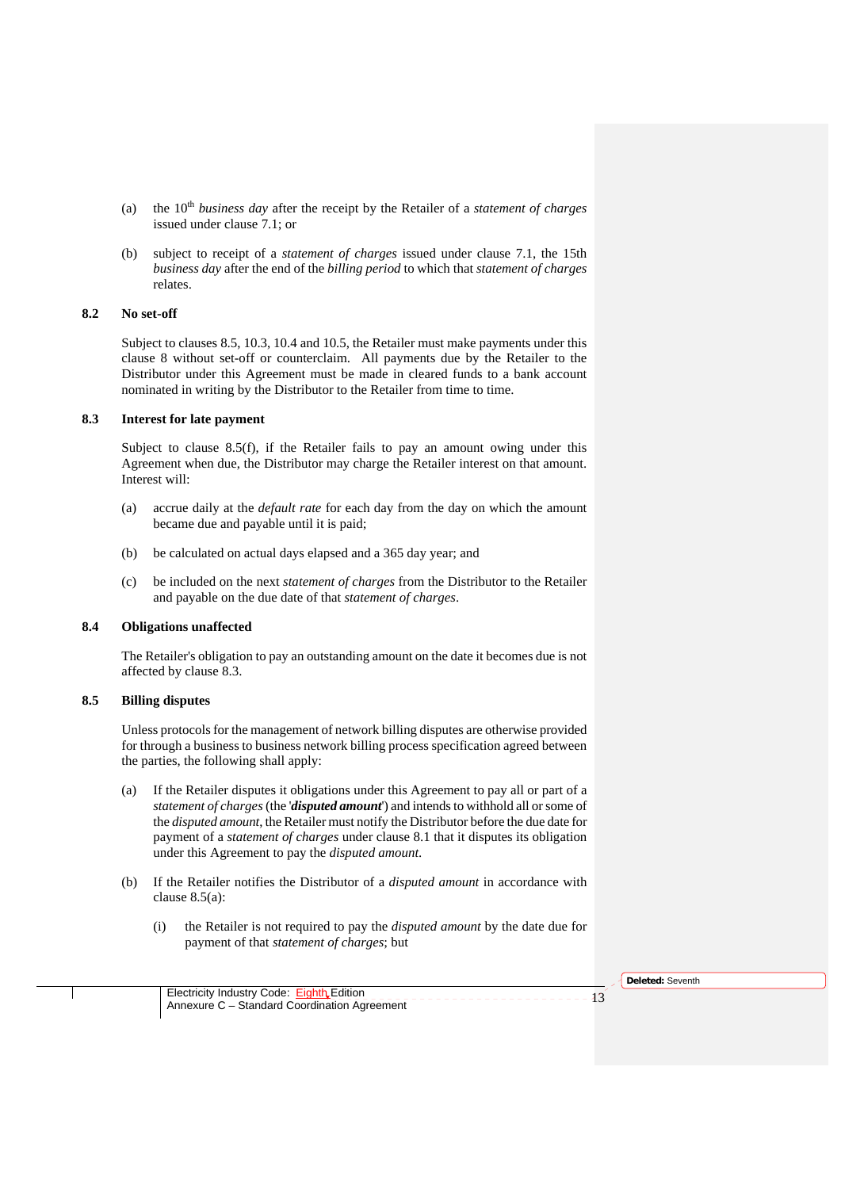(a) the 10th *business day* after the receipt by the Retailer of a *statement of charges* issued under clause 7.1; or

(b) subject to receipt of a *statement of charges* issued under clause 7.1, the 15th *business day* after the end of the *billing period* to which that *statement of charges* relates.

### 8.2 No set-off

Subject to clauses 8.5, 10.3, 10.4 and 10.5, the Retailer must make payments under this clause 8 without set-off or counterclaim. All payments due by the Retailer to the Distributor under this Agreement must be made in cleared funds to a bank account nominated in writing by the Distributor to the Retailer from time to time.

### 8.3 Interest for late payment

Subject to clause 8.5(f), if the Retailer fails to pay an amount owing under this Agreement when due, the Distributor may charge the Retailer interest on that amount. Interest will:

(a) accrue daily at the *default rate* for each day from the day on which the amount became due and payable until it is paid;

(b) be calculated on actual days elapsed and a 365 day year; and

(c) be included on the next *statement of charges* from the Distributor to the Retailer and payable on the due date of that *statement of charges*.

### 8.4 Obligations unaffected

The Retailer's obligation to pay an outstanding amount on the date it becomes due is not affected by clause 8.3.

### 8.5 Billing disputes

Unless protocols for the management of network billing disputes are otherwise provided for through a business to business network billing process specification agreed between the parties, the following shall apply:

(a) If the Retailer disputes it obligations under this Agreement to pay all or part of a *statement of charges* (the '***disputed amount***') and intends to withhold all or some of the *disputed amount*, the Retailer must notify the Distributor before the due date for payment of a *statement of charges* under clause 8.1 that it disputes its obligation under this Agreement to pay the *disputed amount.*

(b) If the Retailer notifies the Distributor of a *disputed amount* in accordance with clause 8.5(a):

   (i) the Retailer is not required to pay the *disputed amount* by the date due for payment of that *statement of charges*; but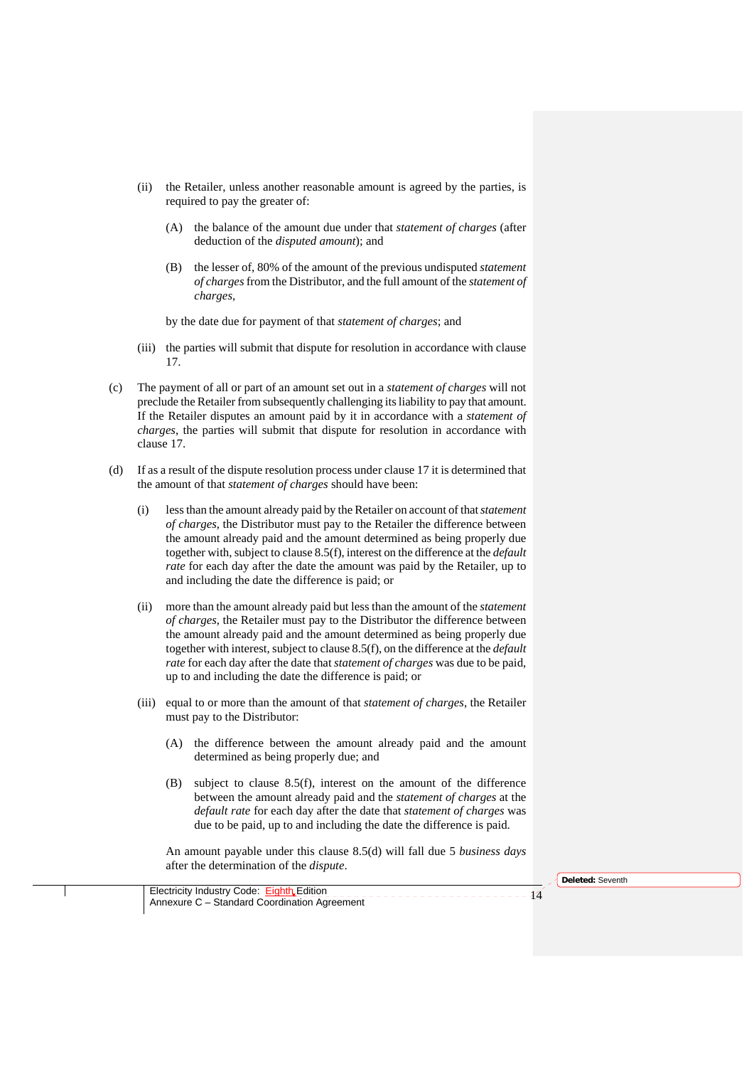(ii) the Retailer, unless another reasonable amount is agreed by the parties, is required to pay the greater of:

(A) the balance of the amount due under that *statement of charges* (after deduction of the *disputed amount*); and

(B) the lesser of, 80% of the amount of the previous undisputed *statement of charges* from the Distributor, and the full amount of the *statement of charges*,

by the date due for payment of that *statement of charges*; and

(iii) the parties will submit that dispute for resolution in accordance with clause 17.

(c) The payment of all or part of an amount set out in a *statement of charges* will not preclude the Retailer from subsequently challenging its liability to pay that amount. If the Retailer disputes an amount paid by it in accordance with a *statement of charges*, the parties will submit that dispute for resolution in accordance with clause 17.

(d) If as a result of the dispute resolution process under clause 17 it is determined that the amount of that *statement of charges* should have been:

(i) less than the amount already paid by the Retailer on account of that *statement of charges*, the Distributor must pay to the Retailer the difference between the amount already paid and the amount determined as being properly due together with, subject to clause 8.5(f), interest on the difference at the *default rate* for each day after the date the amount was paid by the Retailer, up to and including the date the difference is paid; or

(ii) more than the amount already paid but less than the amount of the *statement of charges*, the Retailer must pay to the Distributor the difference between the amount already paid and the amount determined as being properly due together with interest, subject to clause 8.5(f), on the difference at the *default rate* for each day after the date that *statement of charges* was due to be paid, up to and including the date the difference is paid; or

(iii) equal to or more than the amount of that *statement of charges*, the Retailer must pay to the Distributor:

(A) the difference between the amount already paid and the amount determined as being properly due; and

(B) subject to clause 8.5(f), interest on the amount of the difference between the amount already paid and the *statement of charges* at the *default rate* for each day after the date that *statement of charges* was due to be paid, up to and including the date the difference is paid.

An amount payable under this clause 8.5(d) will fall due 5 *business days* after the determination of the *dispute*.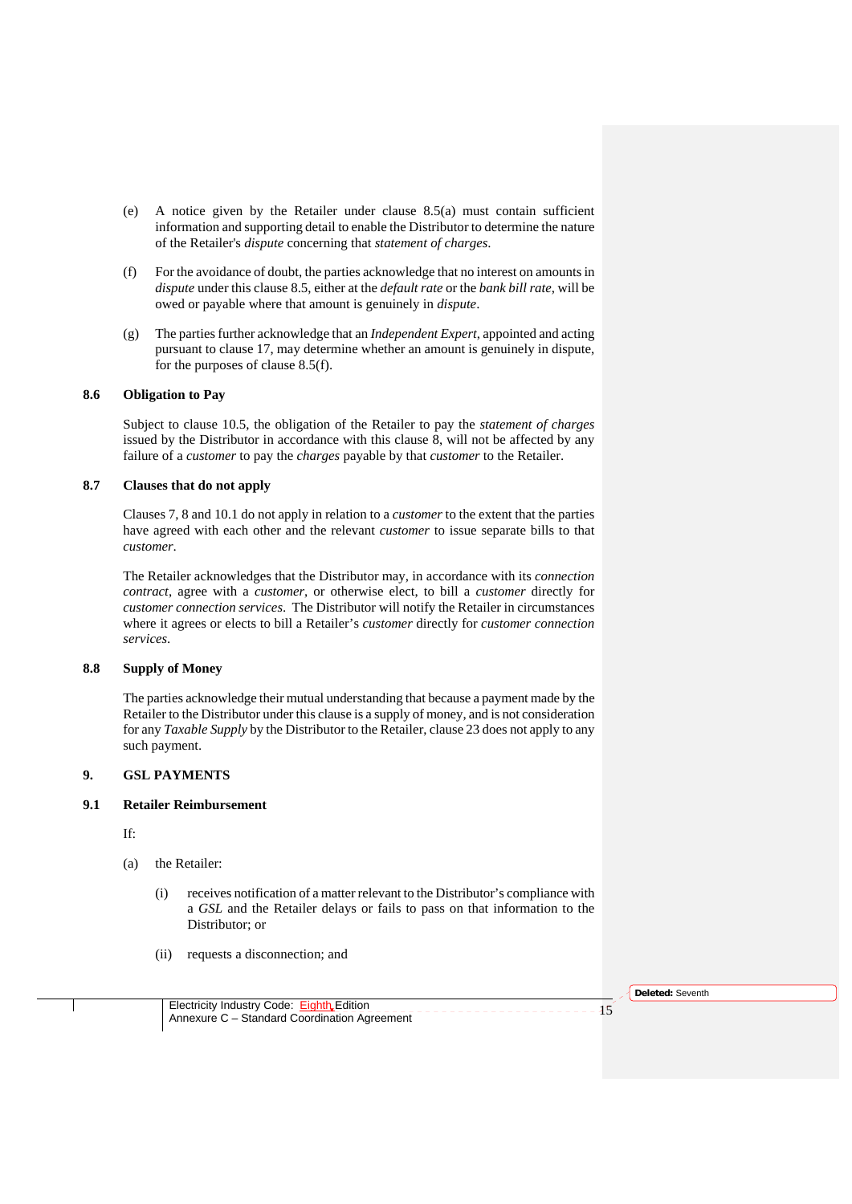(e) A notice given by the Retailer under clause 8.5(a) must contain sufficient information and supporting detail to enable the Distributor to determine the nature of the Retailer's *dispute* concerning that *statement of charges*.

(f) For the avoidance of doubt, the parties acknowledge that no interest on amounts in *dispute* under this clause 8.5, either at the *default rate* or the *bank bill rate*, will be owed or payable where that amount is genuinely in *dispute*.

(g) The parties further acknowledge that an *Independent Expert*, appointed and acting pursuant to clause 17, may determine whether an amount is genuinely in dispute, for the purposes of clause 8.5(f).

### 8.6 Obligation to Pay

Subject to clause 10.5, the obligation of the Retailer to pay the *statement of charges* issued by the Distributor in accordance with this clause 8, will not be affected by any failure of a *customer* to pay the *charges* payable by that *customer* to the Retailer.

### 8.7 Clauses that do not apply

Clauses 7, 8 and 10.1 do not apply in relation to a *customer* to the extent that the parties have agreed with each other and the relevant *customer* to issue separate bills to that *customer*.

The Retailer acknowledges that the Distributor may, in accordance with its *connection contract*, agree with a *customer*, or otherwise elect, to bill a *customer* directly for *customer connection services*. The Distributor will notify the Retailer in circumstances where it agrees or elects to bill a Retailer's *customer* directly for *customer connection services*.

### 8.8 Supply of Money

The parties acknowledge their mutual understanding that because a payment made by the Retailer to the Distributor under this clause is a supply of money, and is not consideration for any *Taxable Supply* by the Distributor to the Retailer, clause 23 does not apply to any such payment.

## 9. GSL PAYMENTS

### 9.1 Retailer Reimbursement

If:

(a) the Retailer:

(i) receives notification of a matter relevant to the Distributor's compliance with a *GSL* and the Retailer delays or fails to pass on that information to the Distributor; or

(ii) requests a disconnection; and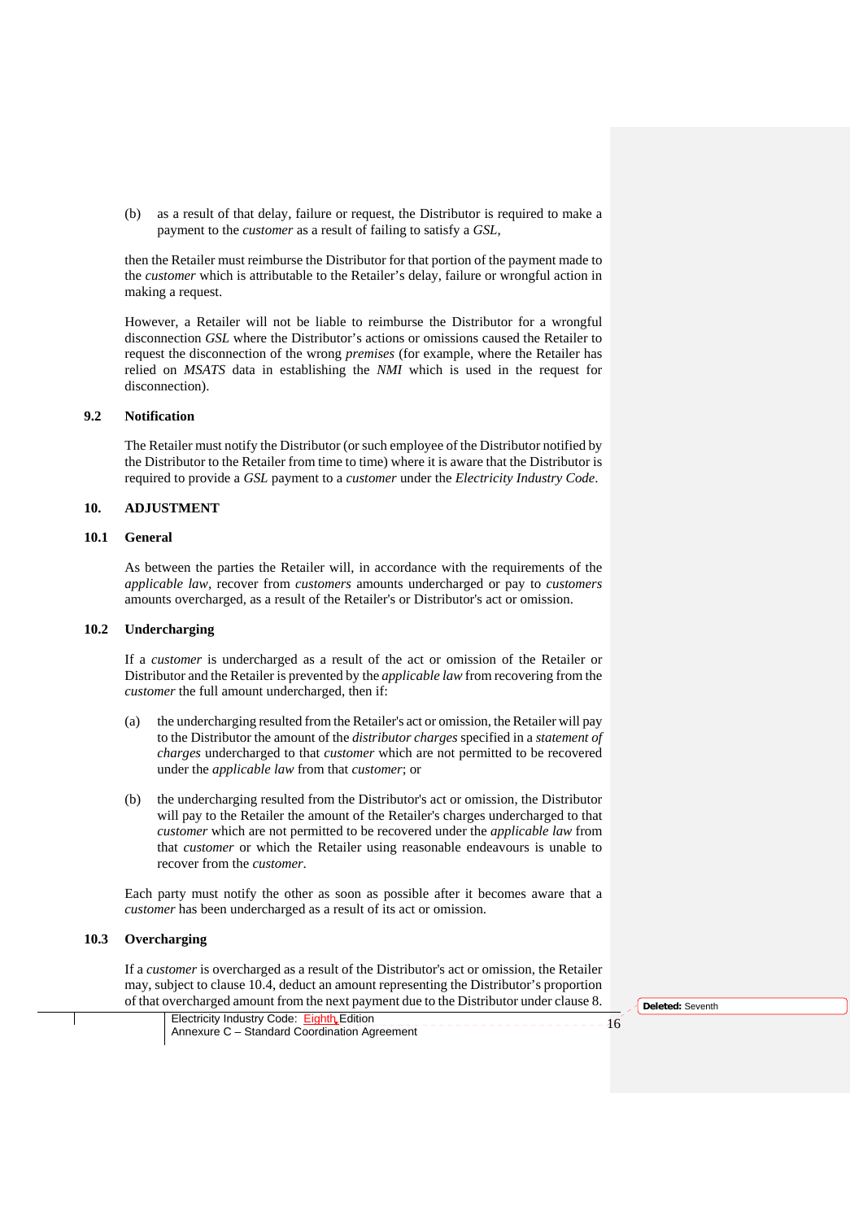(b) as a result of that delay, failure or request, the Distributor is required to make a payment to the *customer* as a result of failing to satisfy a *GSL*,

then the Retailer must reimburse the Distributor for that portion of the payment made to the *customer* which is attributable to the Retailer's delay, failure or wrongful action in making a request.

However, a Retailer will not be liable to reimburse the Distributor for a wrongful disconnection *GSL* where the Distributor's actions or omissions caused the Retailer to request the disconnection of the wrong *premises* (for example, where the Retailer has relied on *MSATS* data in establishing the *NMI* which is used in the request for disconnection).

### 9.2 Notification

The Retailer must notify the Distributor (or such employee of the Distributor notified by the Distributor to the Retailer from time to time) where it is aware that the Distributor is required to provide a *GSL* payment to a *customer* under the *Electricity Industry Code*.

## 10. ADJUSTMENT

### 10.1 General

As between the parties the Retailer will, in accordance with the requirements of the *applicable law*, recover from *customers* amounts undercharged or pay to *customers* amounts overcharged, as a result of the Retailer's or Distributor's act or omission.

### 10.2 Undercharging

If a *customer* is undercharged as a result of the act or omission of the Retailer or Distributor and the Retailer is prevented by the *applicable law* from recovering from the *customer* the full amount undercharged, then if:

(a) the undercharging resulted from the Retailer's act or omission, the Retailer will pay to the Distributor the amount of the *distributor charges* specified in a *statement of charges* undercharged to that *customer* which are not permitted to be recovered under the *applicable law* from that *customer*; or

(b) the undercharging resulted from the Distributor's act or omission, the Distributor will pay to the Retailer the amount of the Retailer's charges undercharged to that *customer* which are not permitted to be recovered under the *applicable law* from that *customer* or which the Retailer using reasonable endeavours is unable to recover from the *customer*.

Each party must notify the other as soon as possible after it becomes aware that a *customer* has been undercharged as a result of its act or omission.

### 10.3 Overcharging

If a *customer* is overcharged as a result of the Distributor's act or omission, the Retailer may, subject to clause 10.4, deduct an amount representing the Distributor's proportion of that overcharged amount from the next payment due to the Distributor under clause 8.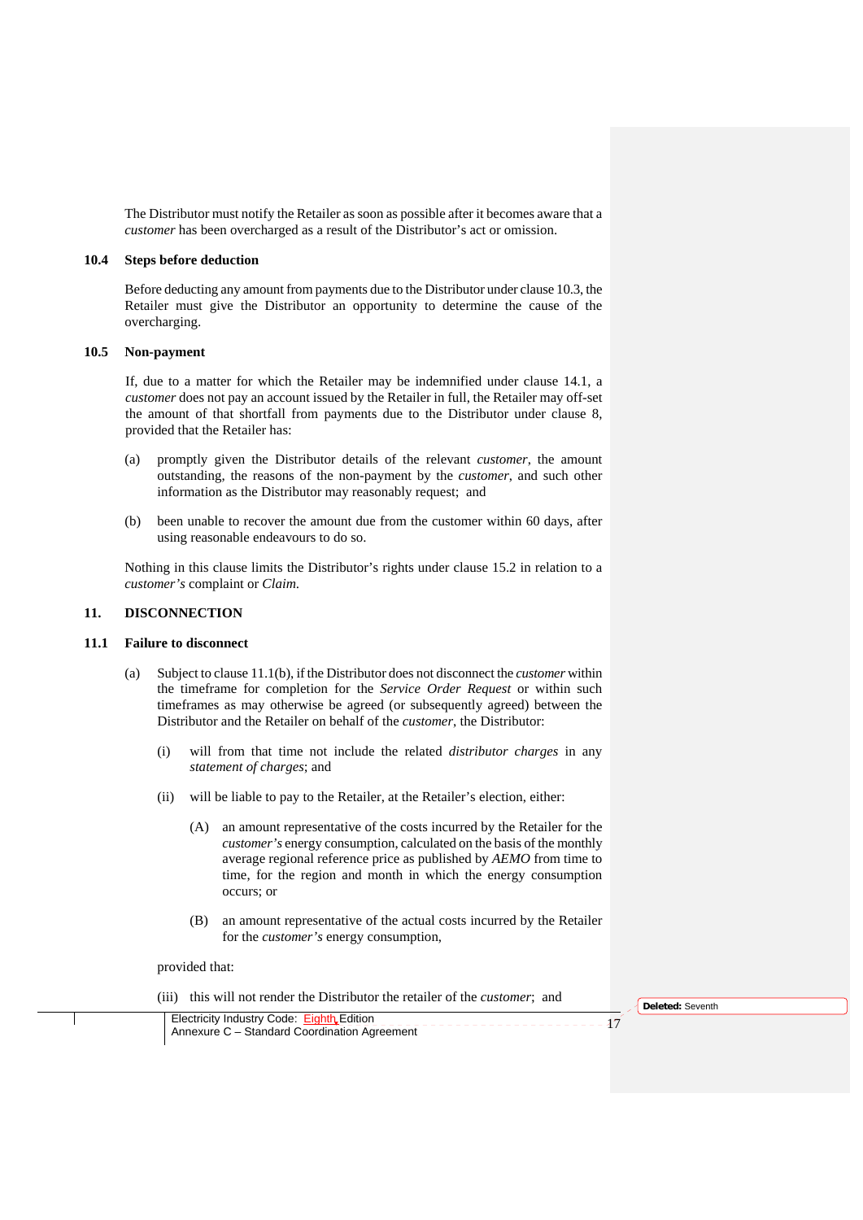The Distributor must notify the Retailer as soon as possible after it becomes aware that a *customer* has been overcharged as a result of the Distributor's act or omission.

### 10.4 Steps before deduction

Before deducting any amount from payments due to the Distributor under clause 10.3, the Retailer must give the Distributor an opportunity to determine the cause of the overcharging.

### 10.5 Non-payment

If, due to a matter for which the Retailer may be indemnified under clause 14.1, a *customer* does not pay an account issued by the Retailer in full, the Retailer may off-set the amount of that shortfall from payments due to the Distributor under clause 8, provided that the Retailer has:

(a) promptly given the Distributor details of the relevant *customer*, the amount outstanding, the reasons of the non-payment by the *customer*, and such other information as the Distributor may reasonably request; and

(b) been unable to recover the amount due from the customer within 60 days, after using reasonable endeavours to do so.

Nothing in this clause limits the Distributor's rights under clause 15.2 in relation to a *customer's* complaint or *Claim*.

## 11. DISCONNECTION

### 11.1 Failure to disconnect

(a) Subject to clause 11.1(b), if the Distributor does not disconnect the *customer* within the timeframe for completion for the *Service Order Request* or within such timeframes as may otherwise be agreed (or subsequently agreed) between the Distributor and the Retailer on behalf of the *customer*, the Distributor:

(i) will from that time not include the related *distributor charges* in any *statement of charges*; and

(ii) will be liable to pay to the Retailer, at the Retailer's election, either:

(A) an amount representative of the costs incurred by the Retailer for the *customer's* energy consumption, calculated on the basis of the monthly average regional reference price as published by *AEMO* from time to time, for the region and month in which the energy consumption occurs; or

(B) an amount representative of the actual costs incurred by the Retailer for the *customer's* energy consumption,

provided that:

(iii) this will not render the Distributor the retailer of the *customer*; and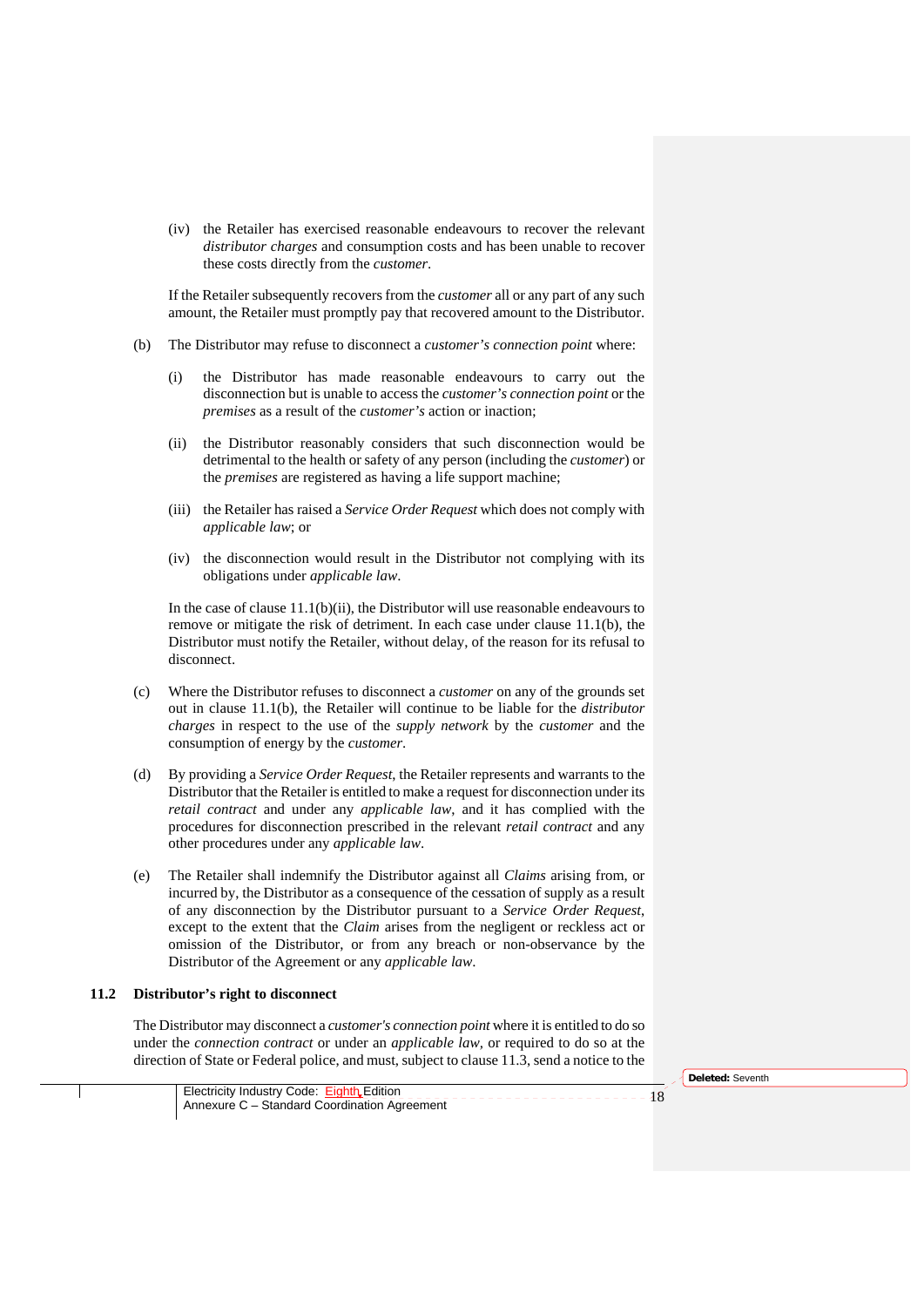(iv) the Retailer has exercised reasonable endeavours to recover the relevant *distributor charges* and consumption costs and has been unable to recover these costs directly from the *customer*.

If the Retailer subsequently recovers from the *customer* all or any part of any such amount, the Retailer must promptly pay that recovered amount to the Distributor.

(b) The Distributor may refuse to disconnect a *customer's connection point* where:

(i) the Distributor has made reasonable endeavours to carry out the disconnection but is unable to access the *customer's connection point* or the *premises* as a result of the *customer's* action or inaction;

(ii) the Distributor reasonably considers that such disconnection would be detrimental to the health or safety of any person (including the *customer*) or the *premises* are registered as having a life support machine;

(iii) the Retailer has raised a *Service Order Request* which does not comply with *applicable law*; or

(iv) the disconnection would result in the Distributor not complying with its obligations under *applicable law*.

In the case of clause 11.1(b)(ii), the Distributor will use reasonable endeavours to remove or mitigate the risk of detriment. In each case under clause 11.1(b), the Distributor must notify the Retailer, without delay, of the reason for its refusal to disconnect.

(c) Where the Distributor refuses to disconnect a *customer* on any of the grounds set out in clause 11.1(b), the Retailer will continue to be liable for the *distributor charges* in respect to the use of the *supply network* by the *customer* and the consumption of energy by the *customer*.

(d) By providing a *Service Order Request*, the Retailer represents and warrants to the Distributor that the Retailer is entitled to make a request for disconnection under its *retail contract* and under any *applicable law*, and it has complied with the procedures for disconnection prescribed in the relevant *retail contract* and any other procedures under any *applicable law*.

(e) The Retailer shall indemnify the Distributor against all *Claims* arising from, or incurred by, the Distributor as a consequence of the cessation of supply as a result of any disconnection by the Distributor pursuant to a *Service Order Request*, except to the extent that the *Claim* arises from the negligent or reckless act or omission of the Distributor, or from any breach or non-observance by the Distributor of the Agreement or any *applicable law*.

### 11.2 Distributor's right to disconnect

The Distributor may disconnect a *customer's connection point* where it is entitled to do so under the *connection contract* or under an *applicable law*, or required to do so at the direction of State or Federal police, and must, subject to clause 11.3, send a notice to the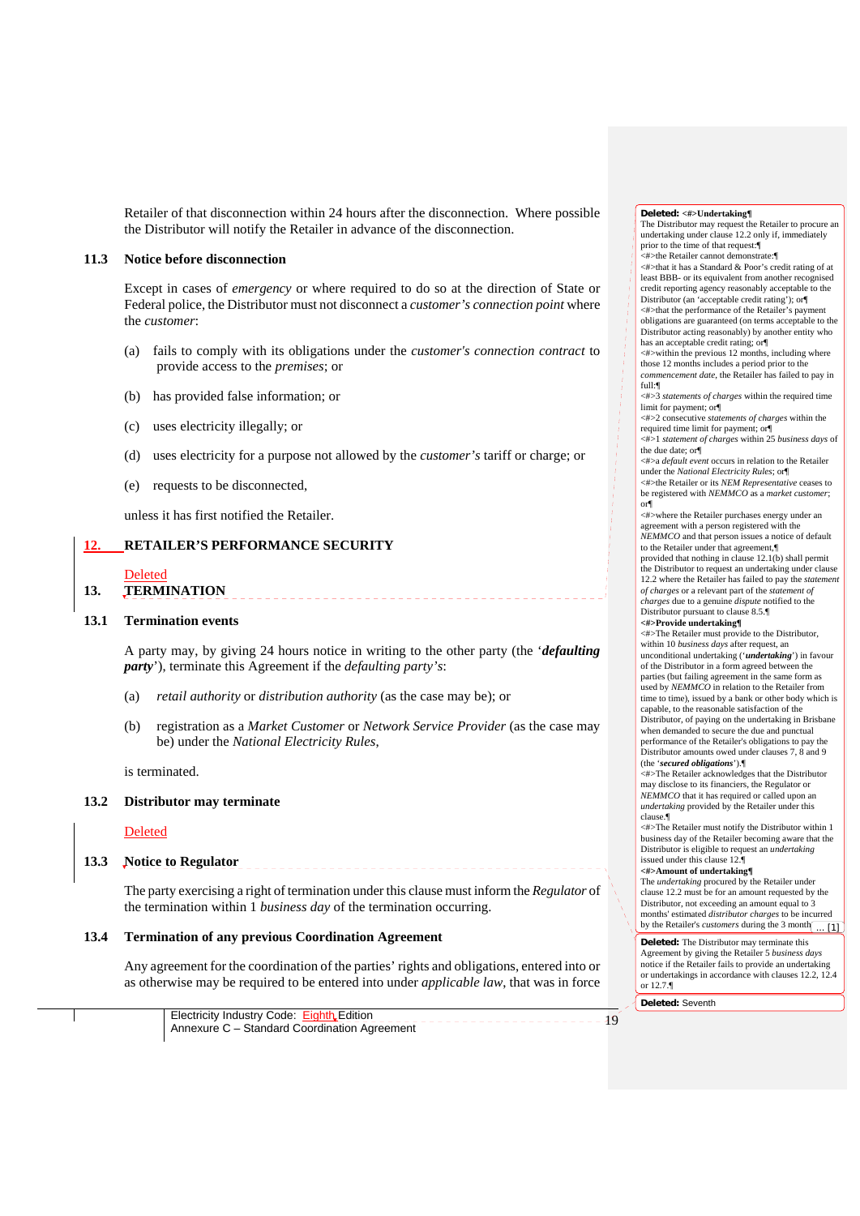Retailer of that disconnection within 24 hours after the disconnection. Where possible the Distributor will notify the Retailer in advance of the disconnection.

### 11.3 Notice before disconnection

Except in cases of *emergency* or where required to do so at the direction of State or Federal police, the Distributor must not disconnect a *customer's connection point* where the *customer*:

(a) fails to comply with its obligations under the *customer's connection contract* to provide access to the *premises*; or

(b) has provided false information; or

(c) uses electricity illegally; or

(d) uses electricity for a purpose not allowed by the *customer's* tariff or charge; or

(e) requests to be disconnected,

unless it has first notified the Retailer.

## 12. RETAILER'S PERFORMANCE SECURITY

Deleted

## 13. TERMINATION

### 13.1 Termination events

A party may, by giving 24 hours notice in writing to the other party (the '***defaulting party***'), terminate this Agreement if the *defaulting party's*:

(a) *retail authority* or *distribution authority* (as the case may be); or

(b) registration as a *Market Customer* or *Network Service Provider* (as the case may be) under the *National Electricity Rules*,

is terminated.

### 13.2 Distributor may terminate

Deleted

### 13.3 Notice to Regulator

The party exercising a right of termination under this clause must inform the *Regulator* of the termination within 1 *business day* of the termination occurring.

### 13.4 Termination of any previous Coordination Agreement

Any agreement for the coordination of the parties' rights and obligations, entered into or as otherwise may be required to be entered into under *applicable law*, that was in force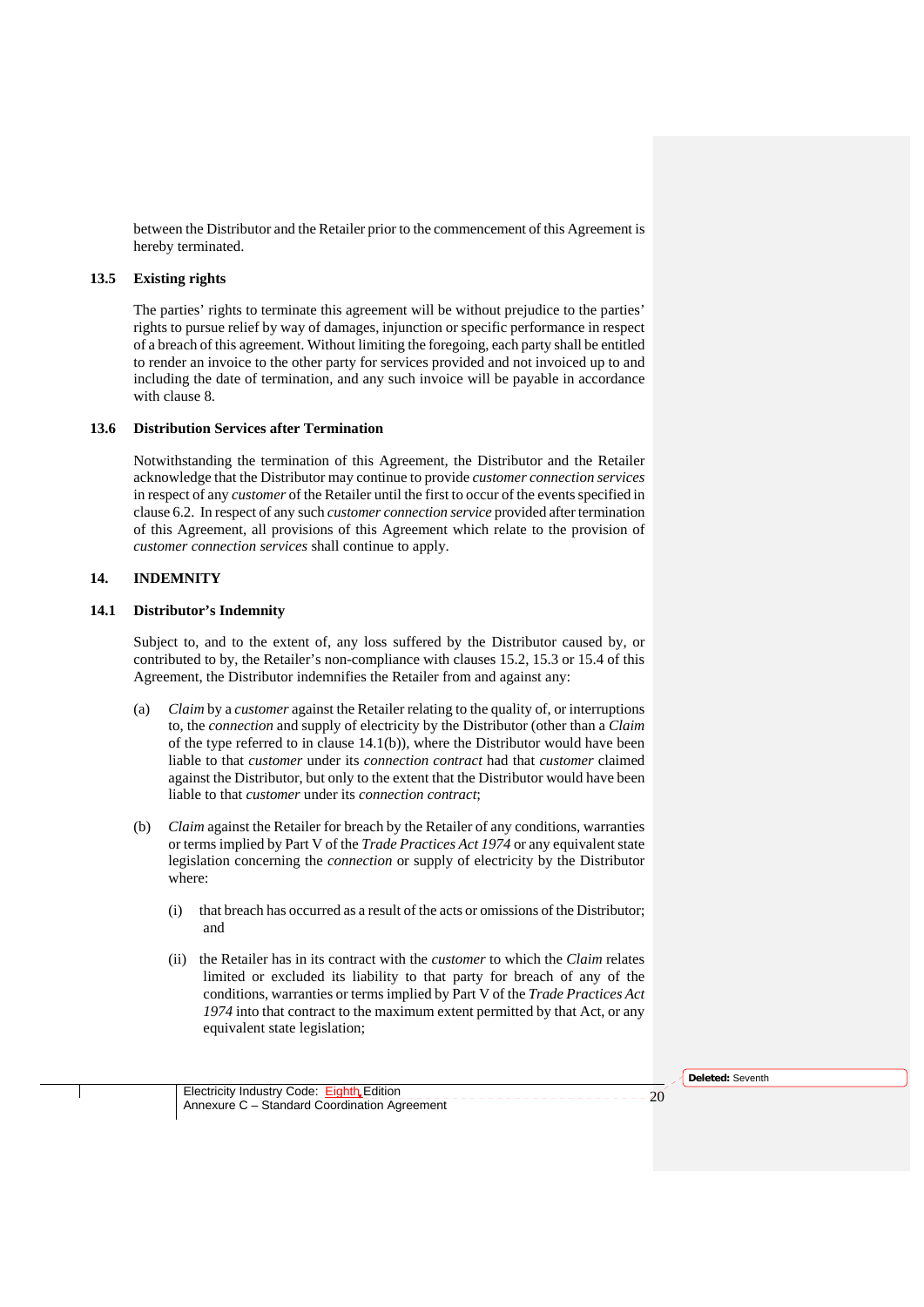between the Distributor and the Retailer prior to the commencement of this Agreement is hereby terminated.

### 13.5 Existing rights

The parties' rights to terminate this agreement will be without prejudice to the parties' rights to pursue relief by way of damages, injunction or specific performance in respect of a breach of this agreement. Without limiting the foregoing, each party shall be entitled to render an invoice to the other party for services provided and not invoiced up to and including the date of termination, and any such invoice will be payable in accordance with clause 8.

### 13.6 Distribution Services after Termination

Notwithstanding the termination of this Agreement, the Distributor and the Retailer acknowledge that the Distributor may continue to provide *customer connection services* in respect of any *customer* of the Retailer until the first to occur of the events specified in clause 6.2. In respect of any such *customer connection service* provided after termination of this Agreement, all provisions of this Agreement which relate to the provision of *customer connection services* shall continue to apply.

## 14. INDEMNITY

### 14.1 Distributor's Indemnity

Subject to, and to the extent of, any loss suffered by the Distributor caused by, or contributed to by, the Retailer's non-compliance with clauses 15.2, 15.3 or 15.4 of this Agreement, the Distributor indemnifies the Retailer from and against any:

(a) *Claim* by a *customer* against the Retailer relating to the quality of, or interruptions to, the *connection* and supply of electricity by the Distributor (other than a *Claim* of the type referred to in clause 14.1(b)), where the Distributor would have been liable to that *customer* under its *connection contract* had that *customer* claimed against the Distributor, but only to the extent that the Distributor would have been liable to that *customer* under its *connection contract*;

(b) *Claim* against the Retailer for breach by the Retailer of any conditions, warranties or terms implied by Part V of the *Trade Practices Act 1974* or any equivalent state legislation concerning the *connection* or supply of electricity by the Distributor where:

  (i) that breach has occurred as a result of the acts or omissions of the Distributor; and

  (ii) the Retailer has in its contract with the *customer* to which the *Claim* relates limited or excluded its liability to that party for breach of any of the conditions, warranties or terms implied by Part V of the *Trade Practices Act 1974* into that contract to the maximum extent permitted by that Act, or any equivalent state legislation;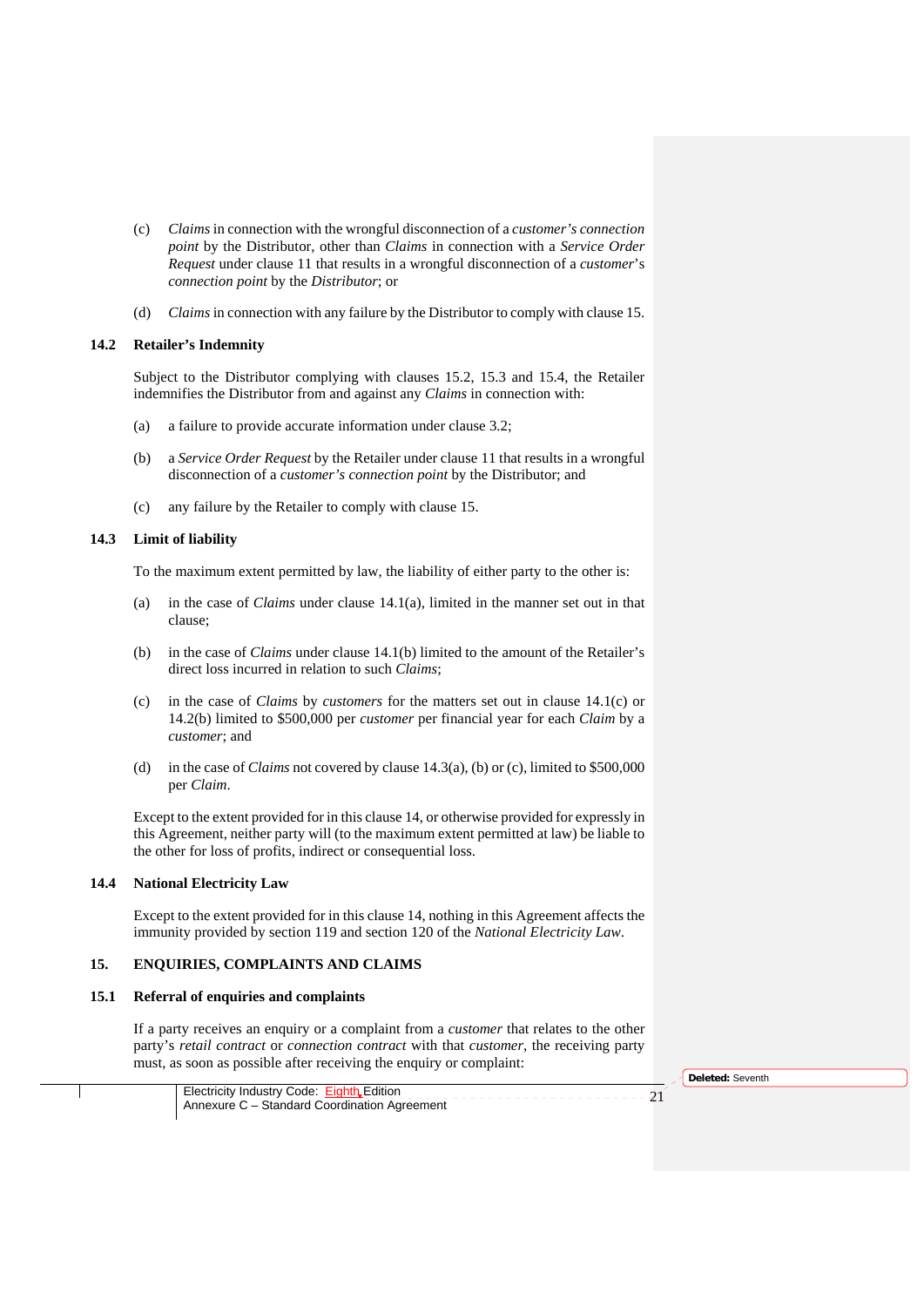(c) *Claims* in connection with the wrongful disconnection of a *customer's connection point* by the Distributor, other than *Claims* in connection with a *Service Order Request* under clause 11 that results in a wrongful disconnection of a *customer*'s *connection point* by the *Distributor*; or

(d) *Claims* in connection with any failure by the Distributor to comply with clause 15.

### 14.2 Retailer's Indemnity

Subject to the Distributor complying with clauses 15.2, 15.3 and 15.4, the Retailer indemnifies the Distributor from and against any *Claims* in connection with:

(a) a failure to provide accurate information under clause 3.2;

(b) a *Service Order Request* by the Retailer under clause 11 that results in a wrongful disconnection of a *customer's connection point* by the Distributor; and

(c) any failure by the Retailer to comply with clause 15.

### 14.3 Limit of liability

To the maximum extent permitted by law, the liability of either party to the other is:

(a) in the case of *Claims* under clause 14.1(a), limited in the manner set out in that clause;

(b) in the case of *Claims* under clause 14.1(b) limited to the amount of the Retailer's direct loss incurred in relation to such *Claims*;

(c) in the case of *Claims* by *customers* for the matters set out in clause 14.1(c) or 14.2(b) limited to $500,000 per *customer* per financial year for each *Claim* by a *customer*; and

(d) in the case of *Claims* not covered by clause 14.3(a), (b) or (c), limited to $500,000 per *Claim*.

Except to the extent provided for in this clause 14, or otherwise provided for expressly in this Agreement, neither party will (to the maximum extent permitted at law) be liable to the other for loss of profits, indirect or consequential loss.

### 14.4 National Electricity Law

Except to the extent provided for in this clause 14, nothing in this Agreement affects the immunity provided by section 119 and section 120 of the *National Electricity Law*.

## 15. ENQUIRIES, COMPLAINTS AND CLAIMS

### 15.1 Referral of enquiries and complaints

If a party receives an enquiry or a complaint from a *customer* that relates to the other party's *retail contract* or *connection contract* with that *customer*, the receiving party must, as soon as possible after receiving the enquiry or complaint: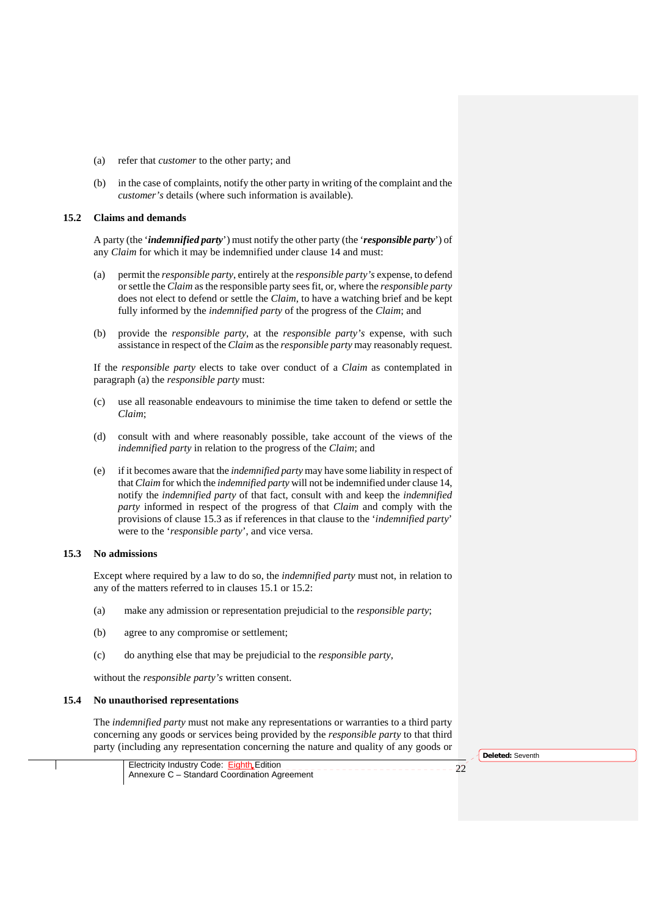(a) refer that *customer* to the other party; and

(b) in the case of complaints, notify the other party in writing of the complaint and the *customer's* details (where such information is available).

### 15.2 Claims and demands

A party (the '***indemnified party***') must notify the other party (the '***responsible party***') of any *Claim* for which it may be indemnified under clause 14 and must:

(a) permit the *responsible party*, entirely at the *responsible party's* expense, to defend or settle the *Claim* as the responsible party sees fit, or, where the *responsible party* does not elect to defend or settle the *Claim*, to have a watching brief and be kept fully informed by the *indemnified party* of the progress of the *Claim*; and

(b) provide the *responsible party*, at the *responsible party's* expense, with such assistance in respect of the *Claim* as the *responsible party* may reasonably request.

If the *responsible party* elects to take over conduct of a *Claim* as contemplated in paragraph (a) the *responsible party* must:

(c) use all reasonable endeavours to minimise the time taken to defend or settle the *Claim*;

(d) consult with and where reasonably possible, take account of the views of the *indemnified party* in relation to the progress of the *Claim*; and

(e) if it becomes aware that the *indemnified party* may have some liability in respect of that *Claim* for which the *indemnified party* will not be indemnified under clause 14, notify the *indemnified party* of that fact, consult with and keep the *indemnified party* informed in respect of the progress of that *Claim* and comply with the provisions of clause 15.3 as if references in that clause to the '*indemnified party*' were to the '*responsible party*', and vice versa.

### 15.3 No admissions

Except where required by a law to do so, the *indemnified party* must not, in relation to any of the matters referred to in clauses 15.1 or 15.2:

(a) make any admission or representation prejudicial to the *responsible party*;

(b) agree to any compromise or settlement;

(c) do anything else that may be prejudicial to the *responsible party*,

without the *responsible party's* written consent.

### 15.4 No unauthorised representations

The *indemnified party* must not make any representations or warranties to a third party concerning any goods or services being provided by the *responsible party* to that third party (including any representation concerning the nature and quality of any goods or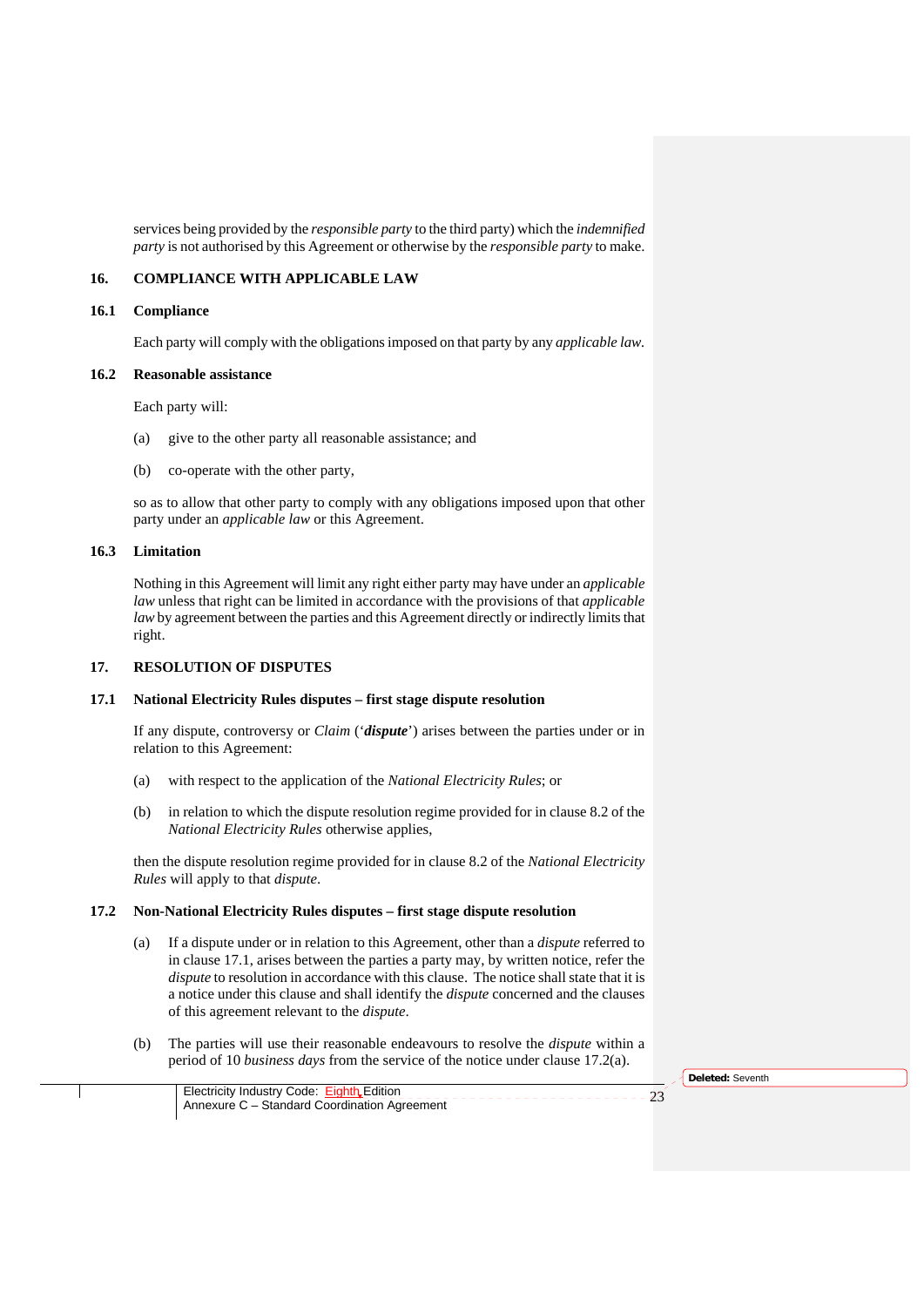services being provided by the *responsible party* to the third party) which the *indemnified party* is not authorised by this Agreement or otherwise by the *responsible party* to make.

## 16. COMPLIANCE WITH APPLICABLE LAW

### 16.1 Compliance

Each party will comply with the obligations imposed on that party by any *applicable law*.

### 16.2 Reasonable assistance

Each party will:

(a) give to the other party all reasonable assistance; and

(b) co-operate with the other party,

so as to allow that other party to comply with any obligations imposed upon that other party under an *applicable law* or this Agreement.

### 16.3 Limitation

Nothing in this Agreement will limit any right either party may have under an *applicable law* unless that right can be limited in accordance with the provisions of that *applicable law* by agreement between the parties and this Agreement directly or indirectly limits that right.

## 17. RESOLUTION OF DISPUTES

### 17.1 National Electricity Rules disputes – first stage dispute resolution

If any dispute, controversy or *Claim* ('***dispute***') arises between the parties under or in relation to this Agreement:

(a) with respect to the application of the *National Electricity Rules*; or

(b) in relation to which the dispute resolution regime provided for in clause 8.2 of the *National Electricity Rules* otherwise applies,

then the dispute resolution regime provided for in clause 8.2 of the *National Electricity Rules* will apply to that *dispute*.

### 17.2 Non-National Electricity Rules disputes – first stage dispute resolution

(a) If a dispute under or in relation to this Agreement, other than a *dispute* referred to in clause 17.1, arises between the parties a party may, by written notice, refer the *dispute* to resolution in accordance with this clause. The notice shall state that it is a notice under this clause and shall identify the *dispute* concerned and the clauses of this agreement relevant to the *dispute*.

(b) The parties will use their reasonable endeavours to resolve the *dispute* within a period of 10 *business days* from the service of the notice under clause 17.2(a).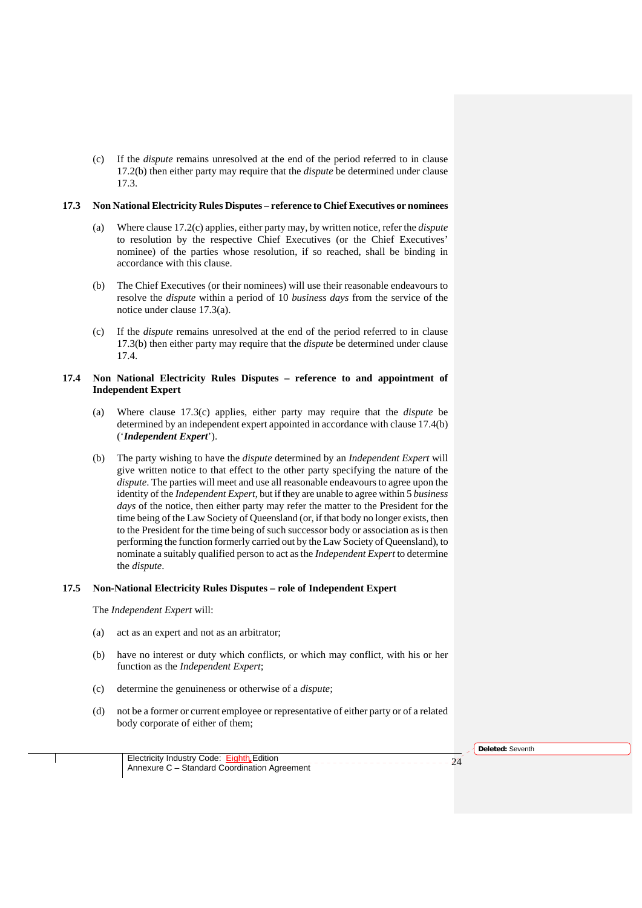(c) If the *dispute* remains unresolved at the end of the period referred to in clause 17.2(b) then either party may require that the *dispute* be determined under clause 17.3.

### 17.3 Non National Electricity Rules Disputes – reference to Chief Executives or nominees

(a) Where clause 17.2(c) applies, either party may, by written notice, refer the *dispute* to resolution by the respective Chief Executives (or the Chief Executives' nominee) of the parties whose resolution, if so reached, shall be binding in accordance with this clause.

(b) The Chief Executives (or their nominees) will use their reasonable endeavours to resolve the *dispute* within a period of 10 *business days* from the service of the notice under clause 17.3(a).

(c) If the *dispute* remains unresolved at the end of the period referred to in clause 17.3(b) then either party may require that the *dispute* be determined under clause 17.4.

### 17.4 Non National Electricity Rules Disputes – reference to and appointment of Independent Expert

(a) Where clause 17.3(c) applies, either party may require that the *dispute* be determined by an independent expert appointed in accordance with clause 17.4(b) ('***Independent Expert***').

(b) The party wishing to have the *dispute* determined by an *Independent Expert* will give written notice to that effect to the other party specifying the nature of the *dispute*. The parties will meet and use all reasonable endeavours to agree upon the identity of the *Independent Expert*, but if they are unable to agree within 5 *business days* of the notice, then either party may refer the matter to the President for the time being of the Law Society of Queensland (or, if that body no longer exists, then to the President for the time being of such successor body or association as is then performing the function formerly carried out by the Law Society of Queensland), to nominate a suitably qualified person to act as the *Independent Expert* to determine the *dispute*.

### 17.5 Non-National Electricity Rules Disputes – role of Independent Expert

The *Independent Expert* will:

(a) act as an expert and not as an arbitrator;

(b) have no interest or duty which conflicts, or which may conflict, with his or her function as the *Independent Expert*;

(c) determine the genuineness or otherwise of a *dispute*;

(d) not be a former or current employee or representative of either party or of a related body corporate of either of them;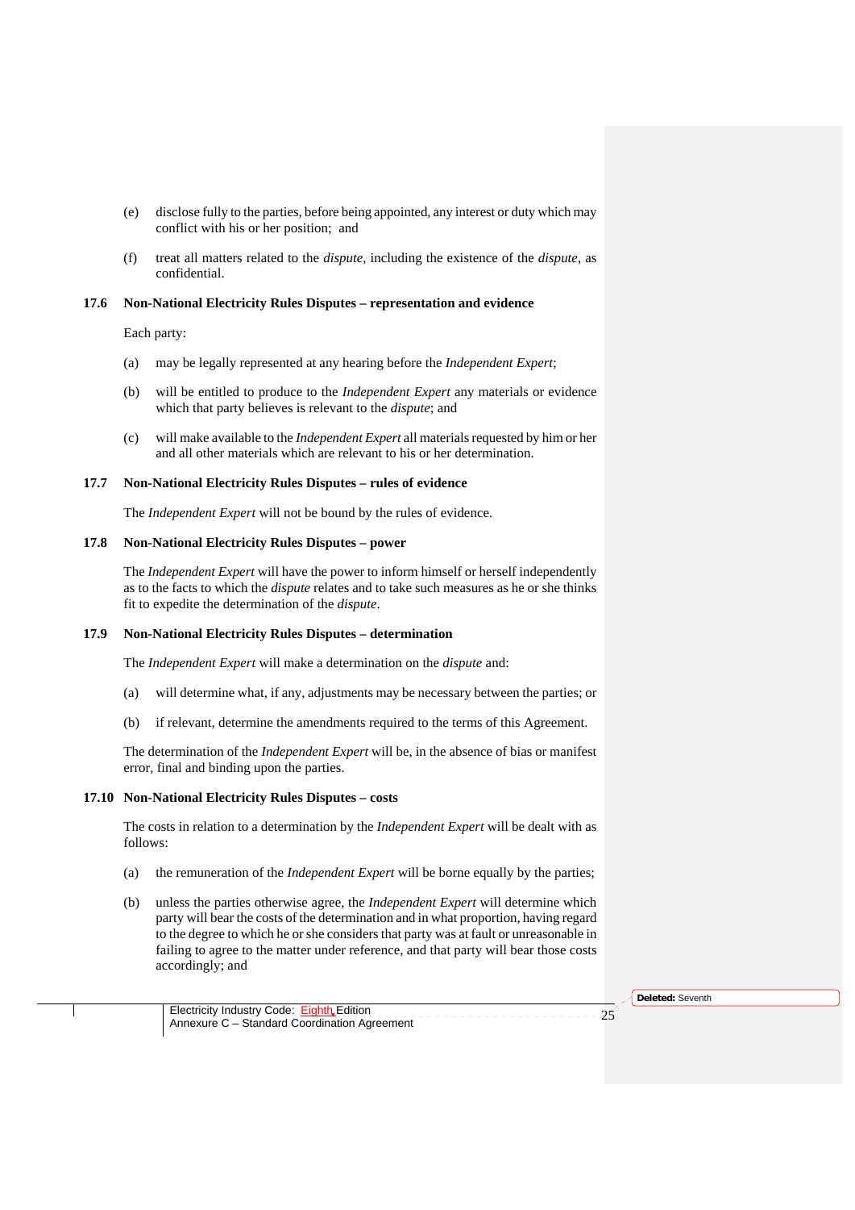(e) disclose fully to the parties, before being appointed, any interest or duty which may conflict with his or her position; and

(f) treat all matters related to the *dispute*, including the existence of the *dispute*, as confidential.

### 17.6 Non-National Electricity Rules Disputes – representation and evidence

Each party:

(a) may be legally represented at any hearing before the *Independent Expert*;

(b) will be entitled to produce to the *Independent Expert* any materials or evidence which that party believes is relevant to the *dispute*; and

(c) will make available to the *Independent Expert* all materials requested by him or her and all other materials which are relevant to his or her determination.

### 17.7 Non-National Electricity Rules Disputes – rules of evidence

The *Independent Expert* will not be bound by the rules of evidence.

### 17.8 Non-National Electricity Rules Disputes – power

The *Independent Expert* will have the power to inform himself or herself independently as to the facts to which the *dispute* relates and to take such measures as he or she thinks fit to expedite the determination of the *dispute*.

### 17.9 Non-National Electricity Rules Disputes – determination

The *Independent Expert* will make a determination on the *dispute* and:

(a) will determine what, if any, adjustments may be necessary between the parties; or

(b) if relevant, determine the amendments required to the terms of this Agreement.

The determination of the *Independent Expert* will be, in the absence of bias or manifest error, final and binding upon the parties.

### 17.10 Non-National Electricity Rules Disputes – costs

The costs in relation to a determination by the *Independent Expert* will be dealt with as follows:

(a) the remuneration of the *Independent Expert* will be borne equally by the parties;

(b) unless the parties otherwise agree, the *Independent Expert* will determine which party will bear the costs of the determination and in what proportion, having regard to the degree to which he or she considers that party was at fault or unreasonable in failing to agree to the matter under reference, and that party will bear those costs accordingly; and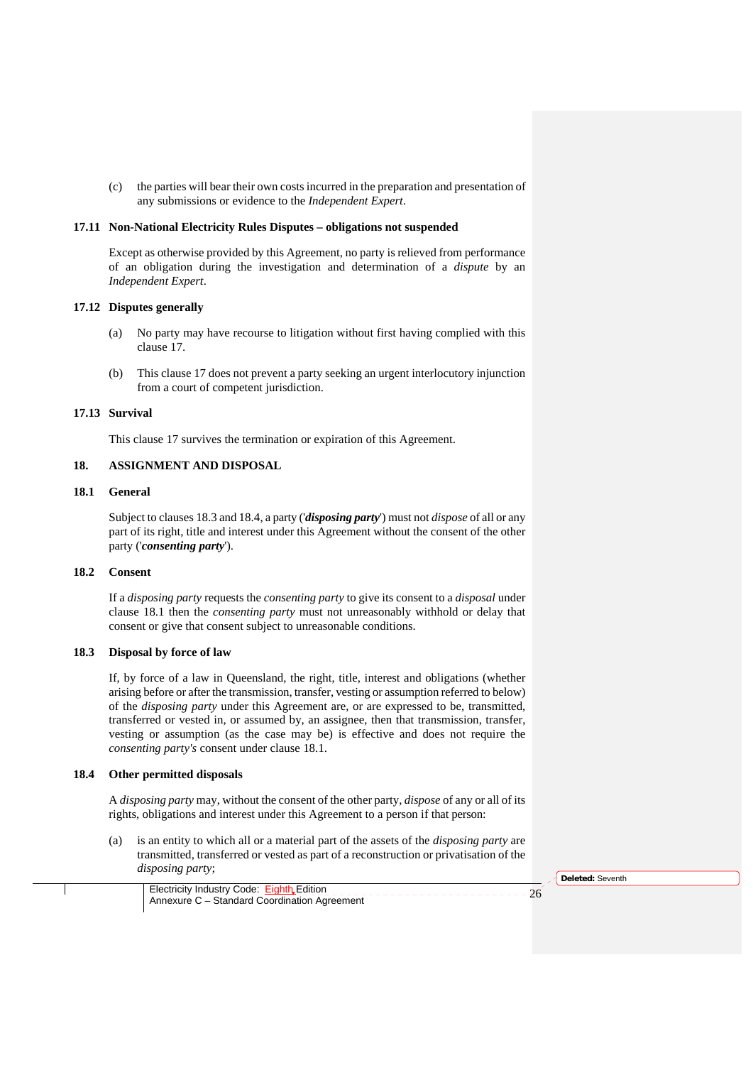(c) the parties will bear their own costs incurred in the preparation and presentation of any submissions or evidence to the *Independent Expert*.

### 17.11 Non-National Electricity Rules Disputes – obligations not suspended

Except as otherwise provided by this Agreement, no party is relieved from performance of an obligation during the investigation and determination of a *dispute* by an *Independent Expert*.

### 17.12 Disputes generally

(a) No party may have recourse to litigation without first having complied with this clause 17.

(b) This clause 17 does not prevent a party seeking an urgent interlocutory injunction from a court of competent jurisdiction.

### 17.13 Survival

This clause 17 survives the termination or expiration of this Agreement.

## 18. ASSIGNMENT AND DISPOSAL

### 18.1 General

Subject to clauses 18.3 and 18.4, a party ('***disposing party***') must not *dispose* of all or any part of its right, title and interest under this Agreement without the consent of the other party ('***consenting party***').

### 18.2 Consent

If a *disposing party* requests the *consenting party* to give its consent to a *disposal* under clause 18.1 then the *consenting party* must not unreasonably withhold or delay that consent or give that consent subject to unreasonable conditions.

### 18.3 Disposal by force of law

If, by force of a law in Queensland, the right, title, interest and obligations (whether arising before or after the transmission, transfer, vesting or assumption referred to below) of the *disposing party* under this Agreement are, or are expressed to be, transmitted, transferred or vested in, or assumed by, an assignee, then that transmission, transfer, vesting or assumption (as the case may be) is effective and does not require the *consenting party's* consent under clause 18.1.

### 18.4 Other permitted disposals

A *disposing party* may, without the consent of the other party, *dispose* of any or all of its rights, obligations and interest under this Agreement to a person if that person:

(a) is an entity to which all or a material part of the assets of the *disposing party* are transmitted, transferred or vested as part of a reconstruction or privatisation of the *disposing party*;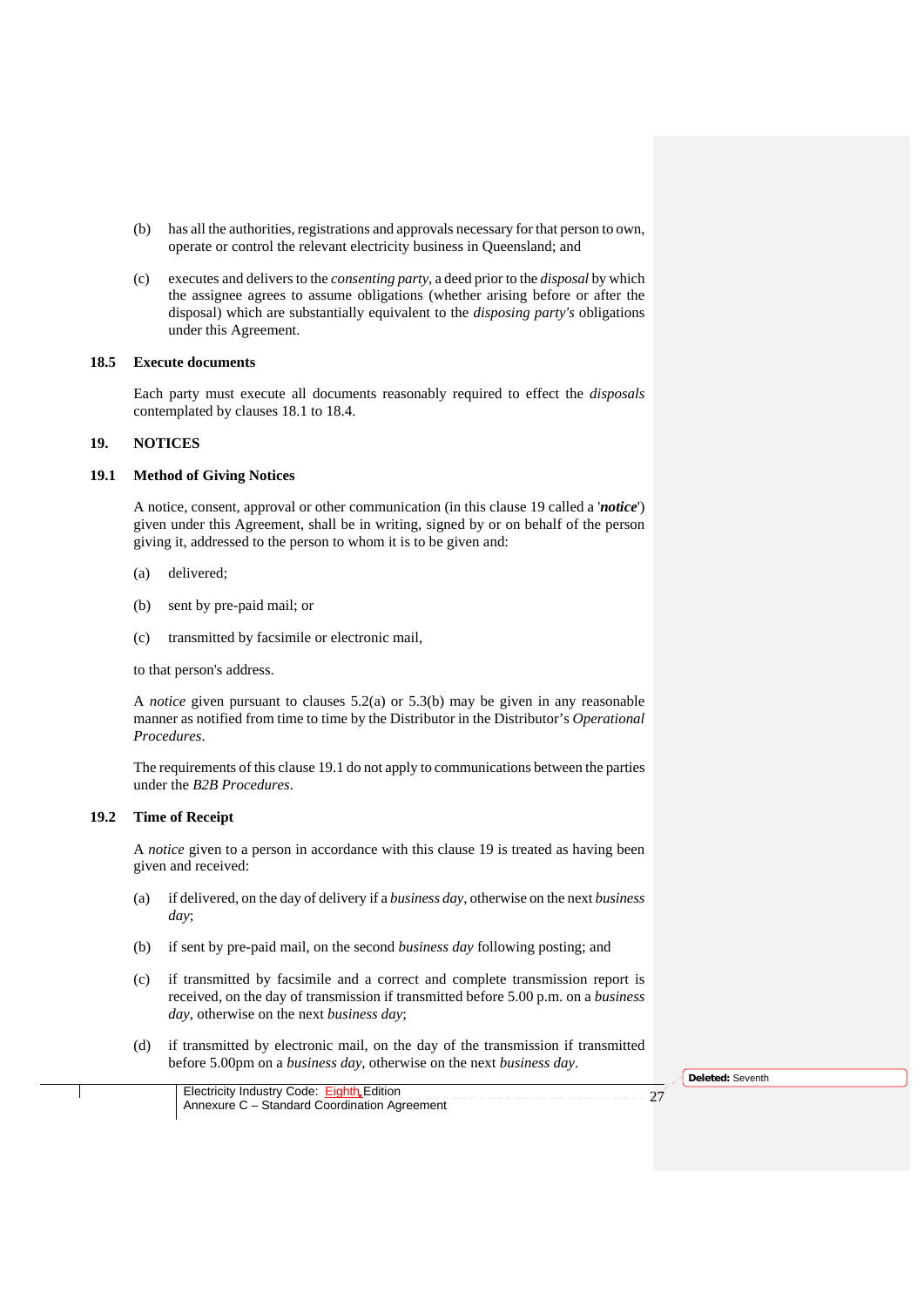(b) has all the authorities, registrations and approvals necessary for that person to own, operate or control the relevant electricity business in Queensland; and

(c) executes and delivers to the *consenting party*, a deed prior to the *disposal* by which the assignee agrees to assume obligations (whether arising before or after the disposal) which are substantially equivalent to the *disposing party's* obligations under this Agreement.

### 18.5 Execute documents

Each party must execute all documents reasonably required to effect the *disposals* contemplated by clauses 18.1 to 18.4.

## 19. NOTICES

### 19.1 Method of Giving Notices

A notice, consent, approval or other communication (in this clause 19 called a '***notice***') given under this Agreement, shall be in writing, signed by or on behalf of the person giving it, addressed to the person to whom it is to be given and:

(a) delivered;

(b) sent by pre-paid mail; or

(c) transmitted by facsimile or electronic mail,

to that person's address.

A *notice* given pursuant to clauses 5.2(a) or 5.3(b) may be given in any reasonable manner as notified from time to time by the Distributor in the Distributor's *Operational Procedures*.

The requirements of this clause 19.1 do not apply to communications between the parties under the *B2B Procedures*.

### 19.2 Time of Receipt

A *notice* given to a person in accordance with this clause 19 is treated as having been given and received:

(a) if delivered, on the day of delivery if a *business day*, otherwise on the next *business day*;

(b) if sent by pre-paid mail, on the second *business day* following posting; and

(c) if transmitted by facsimile and a correct and complete transmission report is received, on the day of transmission if transmitted before 5.00 p.m. on a *business day*, otherwise on the next *business day*;

(d) if transmitted by electronic mail, on the day of the transmission if transmitted before 5.00pm on a *business day*, otherwise on the next *business day*.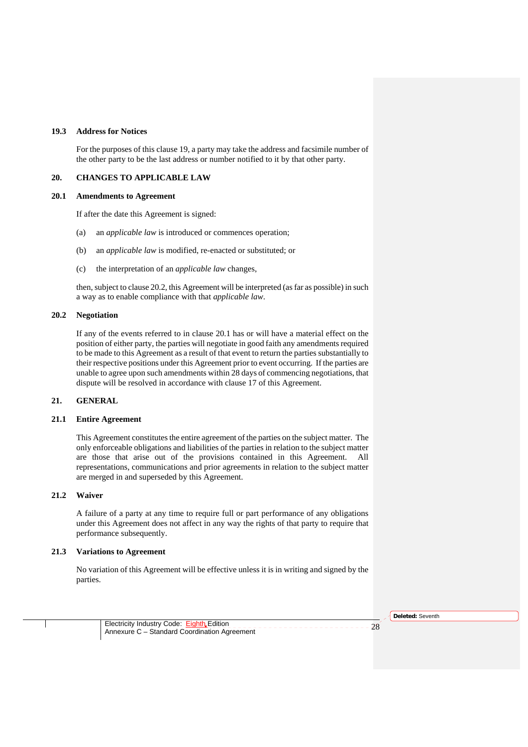### 19.3 Address for Notices

For the purposes of this clause 19, a party may take the address and facsimile number of the other party to be the last address or number notified to it by that other party.

## 20. CHANGES TO APPLICABLE LAW

### 20.1 Amendments to Agreement

If after the date this Agreement is signed:

(a) an *applicable law* is introduced or commences operation;

(b) an *applicable law* is modified, re-enacted or substituted; or

(c) the interpretation of an *applicable law* changes,

then, subject to clause 20.2, this Agreement will be interpreted (as far as possible) in such a way as to enable compliance with that *applicable law*.

### 20.2 Negotiation

If any of the events referred to in clause 20.1 has or will have a material effect on the position of either party, the parties will negotiate in good faith any amendments required to be made to this Agreement as a result of that event to return the parties substantially to their respective positions under this Agreement prior to event occurring. If the parties are unable to agree upon such amendments within 28 days of commencing negotiations, that dispute will be resolved in accordance with clause 17 of this Agreement.

## 21. GENERAL

### 21.1 Entire Agreement

This Agreement constitutes the entire agreement of the parties on the subject matter. The only enforceable obligations and liabilities of the parties in relation to the subject matter are those that arise out of the provisions contained in this Agreement. All representations, communications and prior agreements in relation to the subject matter are merged in and superseded by this Agreement.

### 21.2 Waiver

A failure of a party at any time to require full or part performance of any obligations under this Agreement does not affect in any way the rights of that party to require that performance subsequently.

### 21.3 Variations to Agreement

No variation of this Agreement will be effective unless it is in writing and signed by the parties.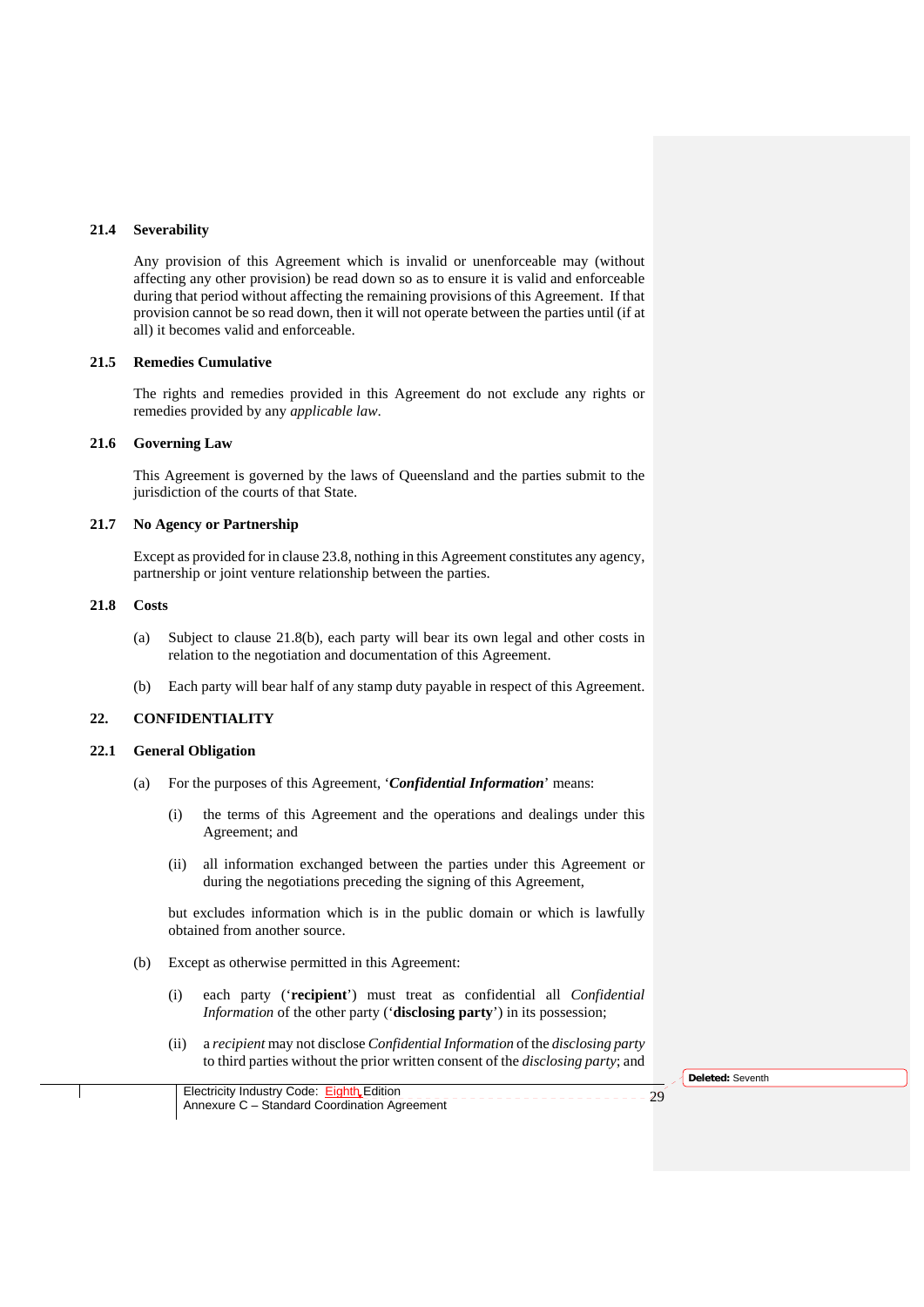### 21.4 Severability

Any provision of this Agreement which is invalid or unenforceable may (without affecting any other provision) be read down so as to ensure it is valid and enforceable during that period without affecting the remaining provisions of this Agreement. If that provision cannot be so read down, then it will not operate between the parties until (if at all) it becomes valid and enforceable.

### 21.5 Remedies Cumulative

The rights and remedies provided in this Agreement do not exclude any rights or remedies provided by any *applicable law*.

### 21.6 Governing Law

This Agreement is governed by the laws of Queensland and the parties submit to the jurisdiction of the courts of that State.

### 21.7 No Agency or Partnership

Except as provided for in clause 23.8, nothing in this Agreement constitutes any agency, partnership or joint venture relationship between the parties.

### 21.8 Costs

(a) Subject to clause 21.8(b), each party will bear its own legal and other costs in relation to the negotiation and documentation of this Agreement.

(b) Each party will bear half of any stamp duty payable in respect of this Agreement.

## 22. CONFIDENTIALITY

### 22.1 General Obligation

(a) For the purposes of this Agreement, '***Confidential Information***' means:

  (i) the terms of this Agreement and the operations and dealings under this Agreement; and

  (ii) all information exchanged between the parties under this Agreement or during the negotiations preceding the signing of this Agreement,

  but excludes information which is in the public domain or which is lawfully obtained from another source.

(b) Except as otherwise permitted in this Agreement:

  (i) each party ('**recipient**') must treat as confidential all *Confidential Information* of the other party ('**disclosing party**') in its possession;

  (ii) a *recipient* may not disclose *Confidential Information* of the *disclosing party* to third parties without the prior written consent of the *disclosing party*; and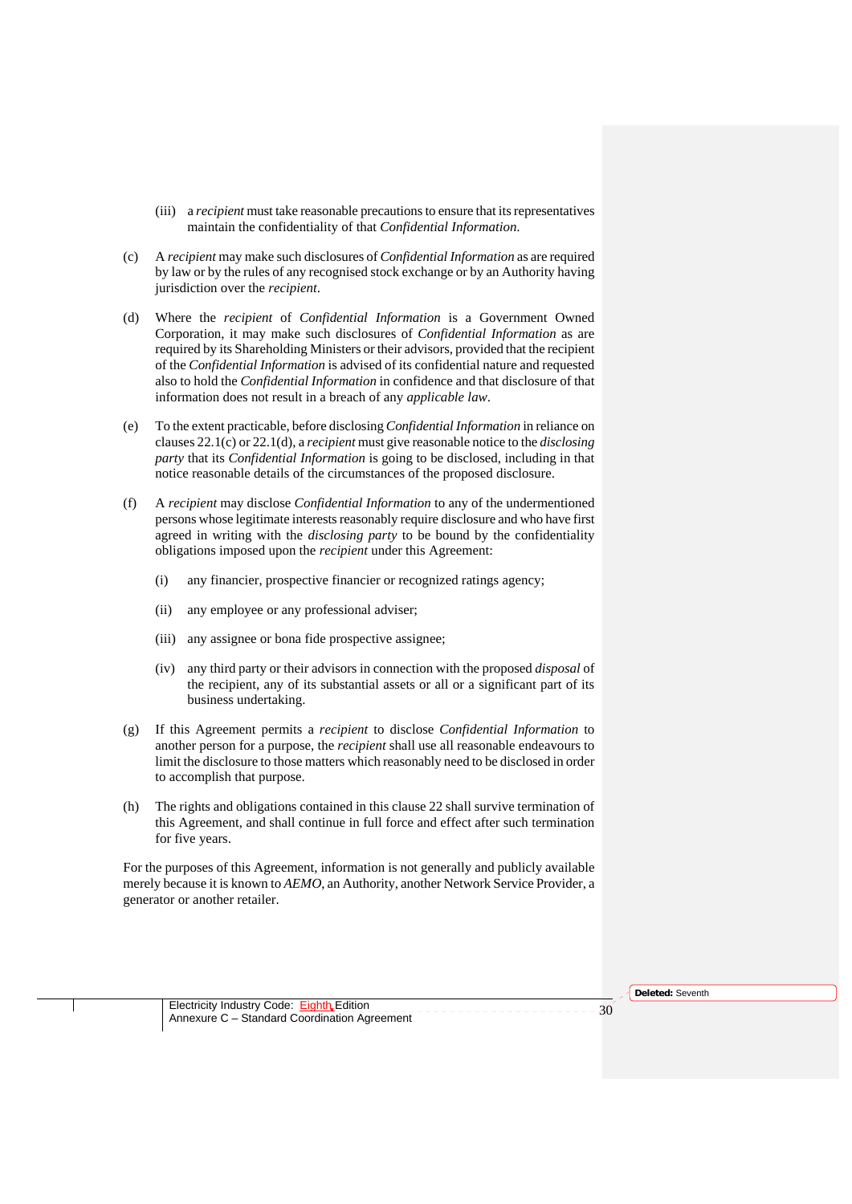(iii) a *recipient* must take reasonable precautions to ensure that its representatives maintain the confidentiality of that *Confidential Information*.

(c) A *recipient* may make such disclosures of *Confidential Information* as are required by law or by the rules of any recognised stock exchange or by an Authority having jurisdiction over the *recipient*.

(d) Where the *recipient* of *Confidential Information* is a Government Owned Corporation, it may make such disclosures of *Confidential Information* as are required by its Shareholding Ministers or their advisors, provided that the recipient of the *Confidential Information* is advised of its confidential nature and requested also to hold the *Confidential Information* in confidence and that disclosure of that information does not result in a breach of any *applicable law*.

(e) To the extent practicable, before disclosing *Confidential Information* in reliance on clauses 22.1(c) or 22.1(d), a *recipient* must give reasonable notice to the *disclosing party* that its *Confidential Information* is going to be disclosed, including in that notice reasonable details of the circumstances of the proposed disclosure.

(f) A *recipient* may disclose *Confidential Information* to any of the undermentioned persons whose legitimate interests reasonably require disclosure and who have first agreed in writing with the *disclosing party* to be bound by the confidentiality obligations imposed upon the *recipient* under this Agreement:

(i) any financier, prospective financier or recognized ratings agency;

(ii) any employee or any professional adviser;

(iii) any assignee or bona fide prospective assignee;

(iv) any third party or their advisors in connection with the proposed *disposal* of the recipient, any of its substantial assets or all or a significant part of its business undertaking.

(g) If this Agreement permits a *recipient* to disclose *Confidential Information* to another person for a purpose, the *recipient* shall use all reasonable endeavours to limit the disclosure to those matters which reasonably need to be disclosed in order to accomplish that purpose.

(h) The rights and obligations contained in this clause 22 shall survive termination of this Agreement, and shall continue in full force and effect after such termination for five years.

For the purposes of this Agreement, information is not generally and publicly available merely because it is known to *AEMO*, an Authority, another Network Service Provider, a generator or another retailer.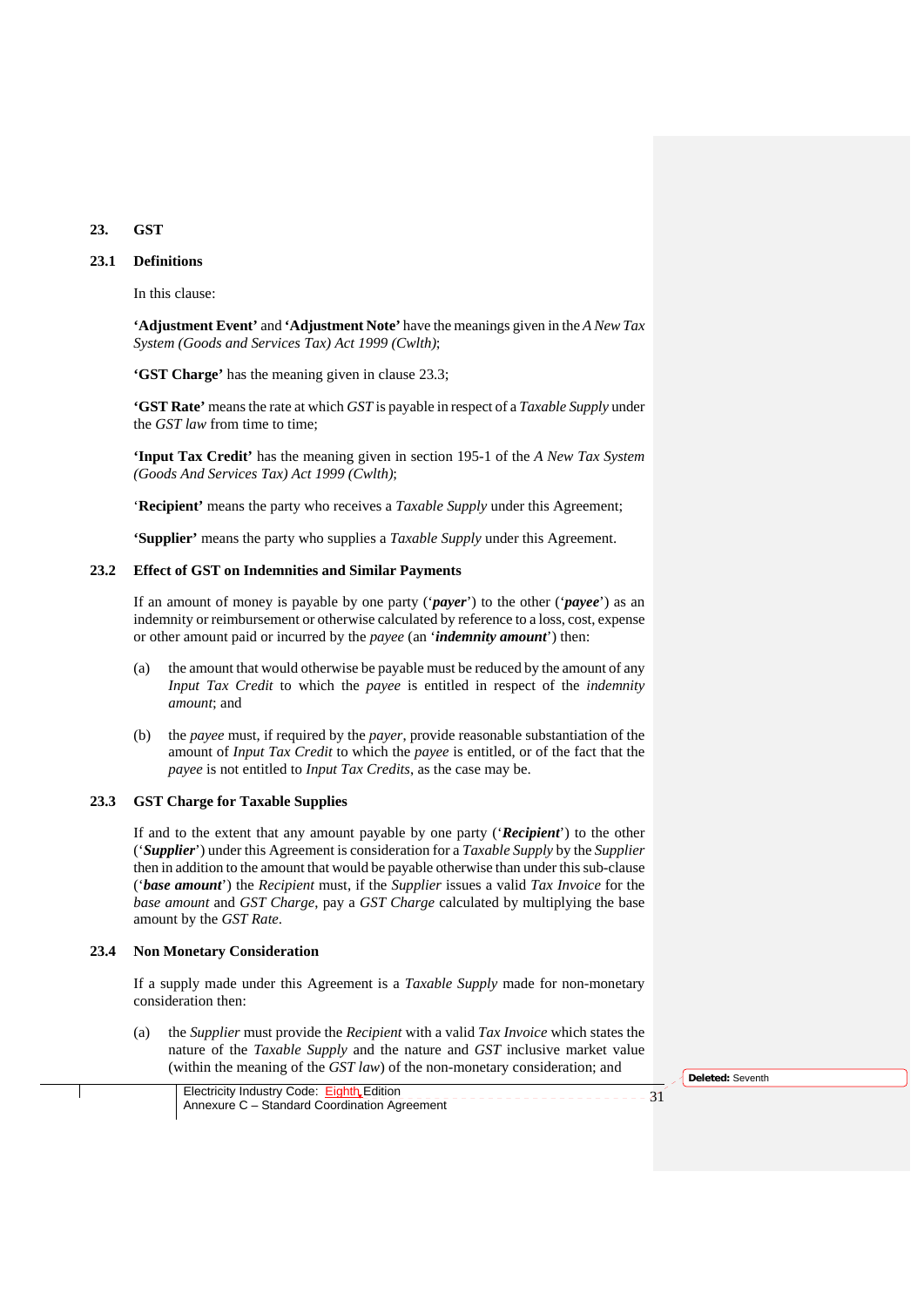## 23. GST

### 23.1 Definitions

In this clause:

**'Adjustment Event'** and **'Adjustment Note'** have the meanings given in the *A New Tax System (Goods and Services Tax) Act 1999 (Cwlth)*;

**'GST Charge'** has the meaning given in clause 23.3;

**'GST Rate'** means the rate at which *GST* is payable in respect of a *Taxable Supply* under the *GST law* from time to time;

**'Input Tax Credit'** has the meaning given in section 195-1 of the *A New Tax System (Goods And Services Tax) Act 1999 (Cwlth)*;

'**Recipient'** means the party who receives a *Taxable Supply* under this Agreement;

**'Supplier'** means the party who supplies a *Taxable Supply* under this Agreement.

### 23.2 Effect of GST on Indemnities and Similar Payments

If an amount of money is payable by one party ('***payer***') to the other ('***payee***') as an indemnity or reimbursement or otherwise calculated by reference to a loss, cost, expense or other amount paid or incurred by the *payee* (an '***indemnity amount***') then:

(a) the amount that would otherwise be payable must be reduced by the amount of any *Input Tax Credit* to which the *payee* is entitled in respect of the *indemnity amount*; and

(b) the *payee* must, if required by the *payer*, provide reasonable substantiation of the amount of *Input Tax Credit* to which the *payee* is entitled, or of the fact that the *payee* is not entitled to *Input Tax Credits*, as the case may be.

### 23.3 GST Charge for Taxable Supplies

If and to the extent that any amount payable by one party ('***Recipient***') to the other ('***Supplier***') under this Agreement is consideration for a *Taxable Supply* by the *Supplier* then in addition to the amount that would be payable otherwise than under this sub-clause ('***base amount***') the *Recipient* must, if the *Supplier* issues a valid *Tax Invoice* for the *base amount* and *GST Charge*, pay a *GST Charge* calculated by multiplying the base amount by the *GST Rate*.

### 23.4 Non Monetary Consideration

If a supply made under this Agreement is a *Taxable Supply* made for non-monetary consideration then:

(a) the *Supplier* must provide the *Recipient* with a valid *Tax Invoice* which states the nature of the *Taxable Supply* and the nature and *GST* inclusive market value (within the meaning of the *GST law*) of the non-monetary consideration; and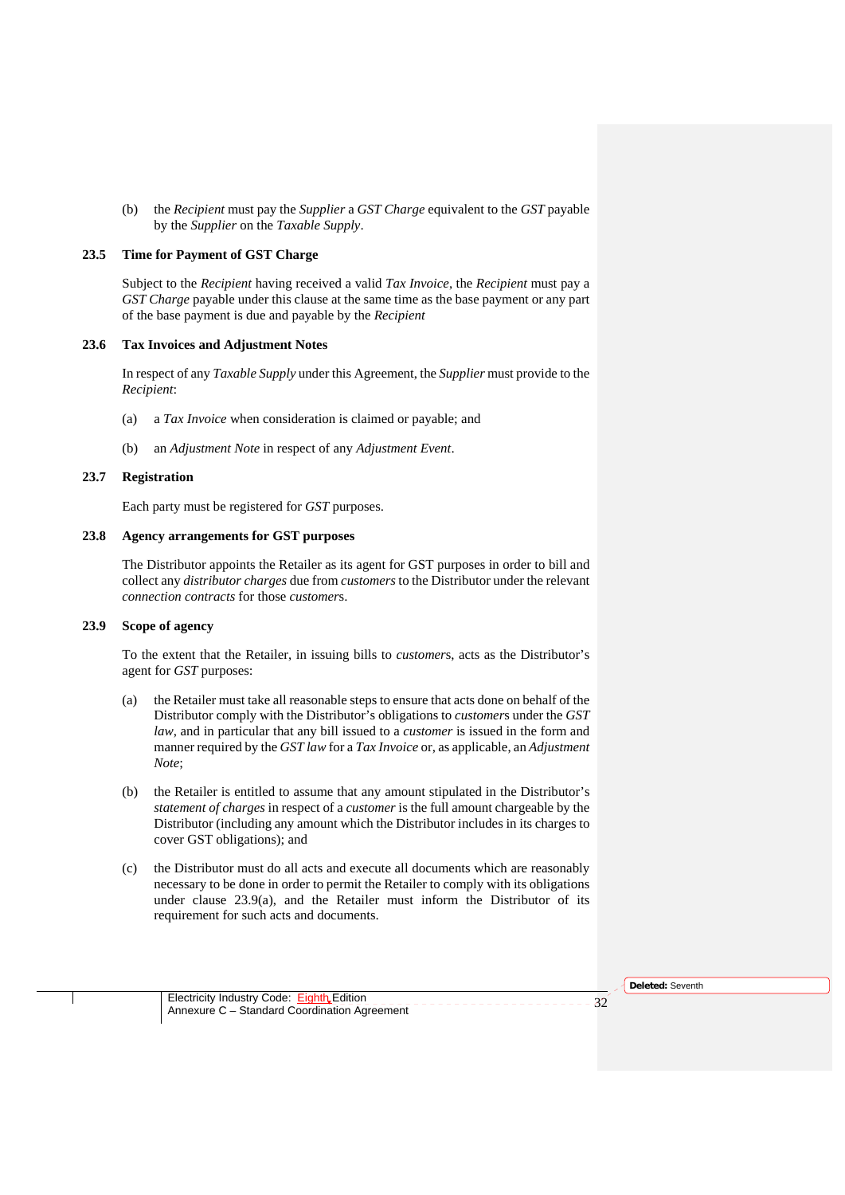(b) the *Recipient* must pay the *Supplier* a *GST Charge* equivalent to the *GST* payable by the *Supplier* on the *Taxable Supply*.

### 23.5 Time for Payment of GST Charge

Subject to the *Recipient* having received a valid *Tax Invoice*, the *Recipient* must pay a *GST Charge* payable under this clause at the same time as the base payment or any part of the base payment is due and payable by the *Recipient*

### 23.6 Tax Invoices and Adjustment Notes

In respect of any *Taxable Supply* under this Agreement, the *Supplier* must provide to the *Recipient*:

(a) a *Tax Invoice* when consideration is claimed or payable; and

(b) an *Adjustment Note* in respect of any *Adjustment Event*.

### 23.7 Registration

Each party must be registered for *GST* purposes.

### 23.8 Agency arrangements for GST purposes

The Distributor appoints the Retailer as its agent for GST purposes in order to bill and collect any *distributor charges* due from *customers* to the Distributor under the relevant *connection contracts* for those *customer*s.

### 23.9 Scope of agency

To the extent that the Retailer, in issuing bills to *customer*s, acts as the Distributor's agent for *GST* purposes:

(a) the Retailer must take all reasonable steps to ensure that acts done on behalf of the Distributor comply with the Distributor's obligations to *customer*s under the *GST law*, and in particular that any bill issued to a *customer* is issued in the form and manner required by the *GST law* for a *Tax Invoice* or, as applicable, an *Adjustment Note*;

(b) the Retailer is entitled to assume that any amount stipulated in the Distributor's *statement of charges* in respect of a *customer* is the full amount chargeable by the Distributor (including any amount which the Distributor includes in its charges to cover GST obligations); and

(c) the Distributor must do all acts and execute all documents which are reasonably necessary to be done in order to permit the Retailer to comply with its obligations under clause 23.9(a), and the Retailer must inform the Distributor of its requirement for such acts and documents.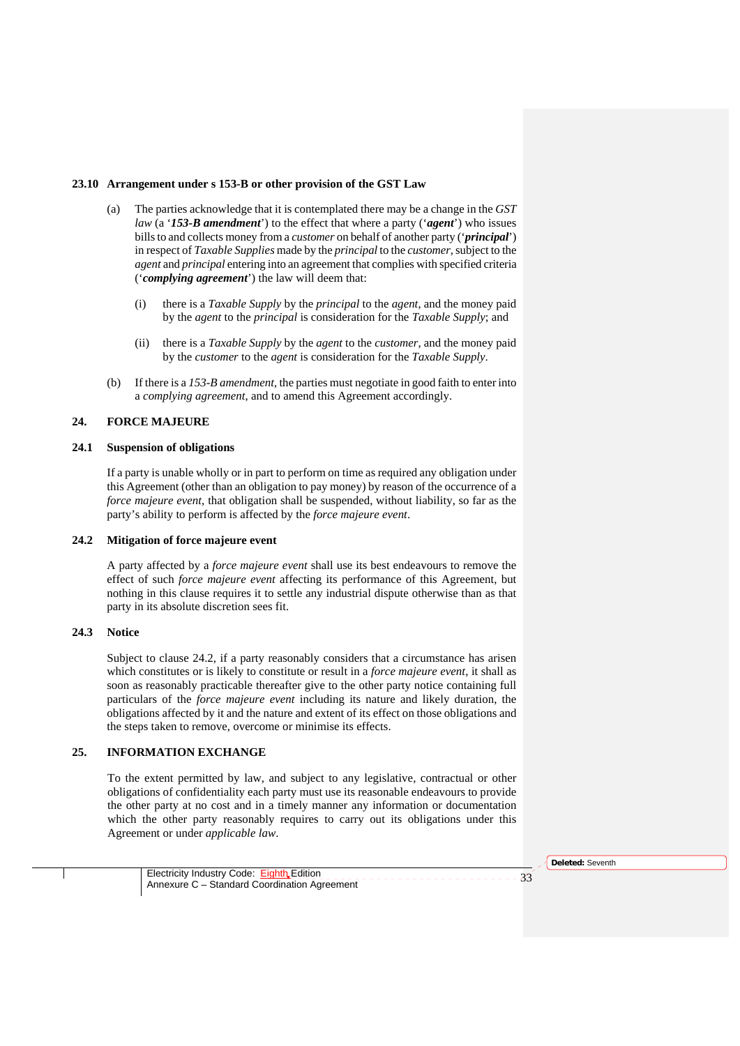### 23.10 Arrangement under s 153-B or other provision of the GST Law

(a) The parties acknowledge that it is contemplated there may be a change in the *GST law* (a '***153-B amendment***') to the effect that where a party ('***agent***') who issues bills to and collects money from a *customer* on behalf of another party ('***principal***') in respect of *Taxable Supplies* made by the *principal* to the *customer*, subject to the *agent* and *principal* entering into an agreement that complies with specified criteria ('***complying agreement***') the law will deem that:

  (i) there is a *Taxable Supply* by the *principal* to the *agent*, and the money paid by the *agent* to the *principal* is consideration for the *Taxable Supply*; and

  (ii) there is a *Taxable Supply* by the *agent* to the *customer*, and the money paid by the *customer* to the *agent* is consideration for the *Taxable Supply*.

(b) If there is a *153-B amendment*, the parties must negotiate in good faith to enter into a *complying agreement*, and to amend this Agreement accordingly.

## 24. FORCE MAJEURE

### 24.1 Suspension of obligations

If a party is unable wholly or in part to perform on time as required any obligation under this Agreement (other than an obligation to pay money) by reason of the occurrence of a *force majeure event*, that obligation shall be suspended, without liability, so far as the party's ability to perform is affected by the *force majeure event*.

### 24.2 Mitigation of force majeure event

A party affected by a *force majeure event* shall use its best endeavours to remove the effect of such *force majeure event* affecting its performance of this Agreement, but nothing in this clause requires it to settle any industrial dispute otherwise than as that party in its absolute discretion sees fit.

### 24.3 Notice

Subject to clause 24.2, if a party reasonably considers that a circumstance has arisen which constitutes or is likely to constitute or result in a *force majeure event*, it shall as soon as reasonably practicable thereafter give to the other party notice containing full particulars of the *force majeure event* including its nature and likely duration, the obligations affected by it and the nature and extent of its effect on those obligations and the steps taken to remove, overcome or minimise its effects.

## 25. INFORMATION EXCHANGE

To the extent permitted by law, and subject to any legislative, contractual or other obligations of confidentiality each party must use its reasonable endeavours to provide the other party at no cost and in a timely manner any information or documentation which the other party reasonably requires to carry out its obligations under this Agreement or under *applicable law*.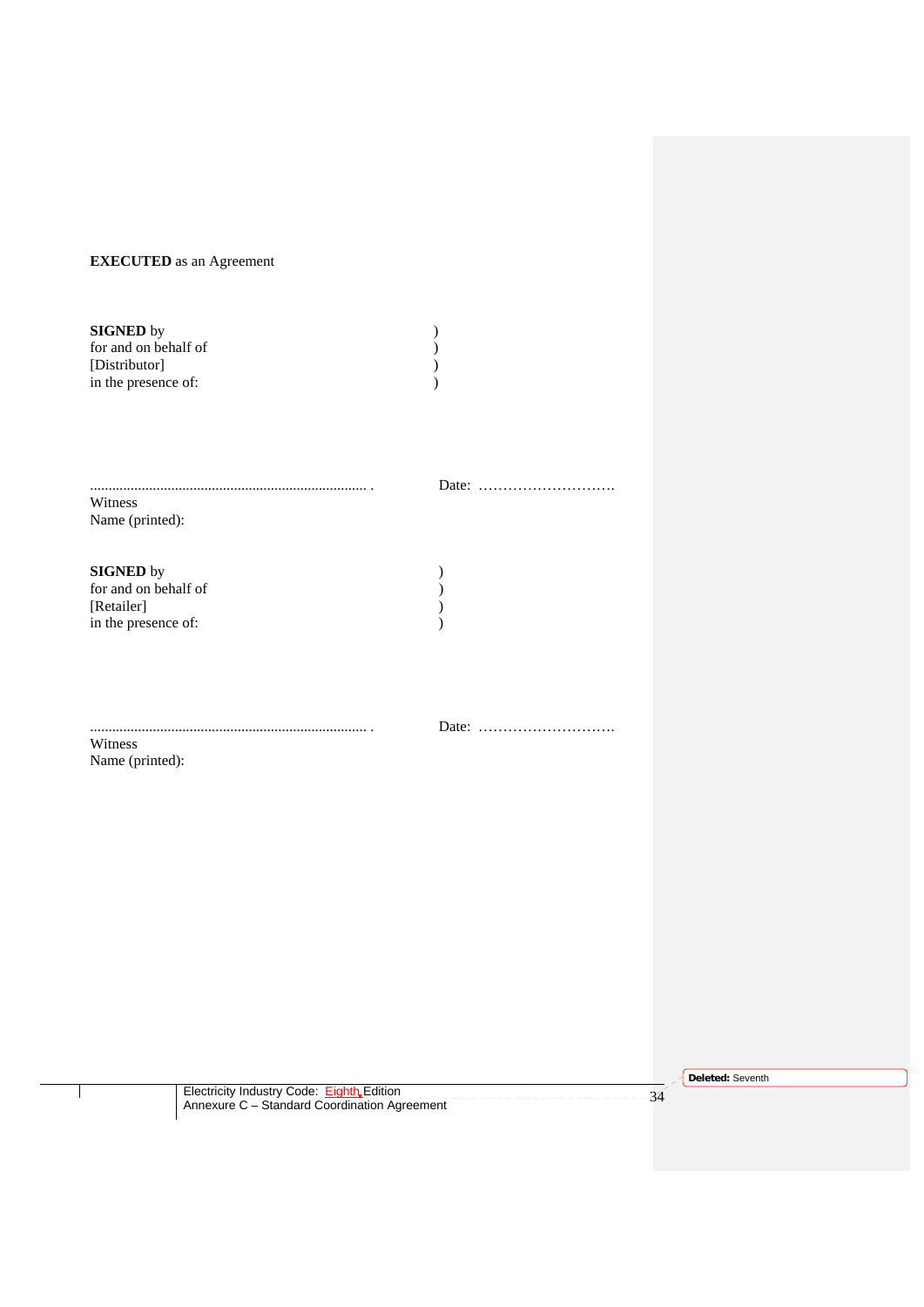**EXECUTED** as an Agreement

| | |
|---|---|
| **SIGNED** by | ) |
| for and on behalf of | ) |
| [Distributor] | ) |
| in the presence of: | ) |

.......................................................................... .  Date: ……………………….

Witness
Name (printed):

| | |
|---|---|
| **SIGNED** by | ) |
| for and on behalf of | ) |
| [Retailer] | ) |
| in the presence of: | ) |

.......................................................................... .  Date: ……………………….

Witness
Name (printed):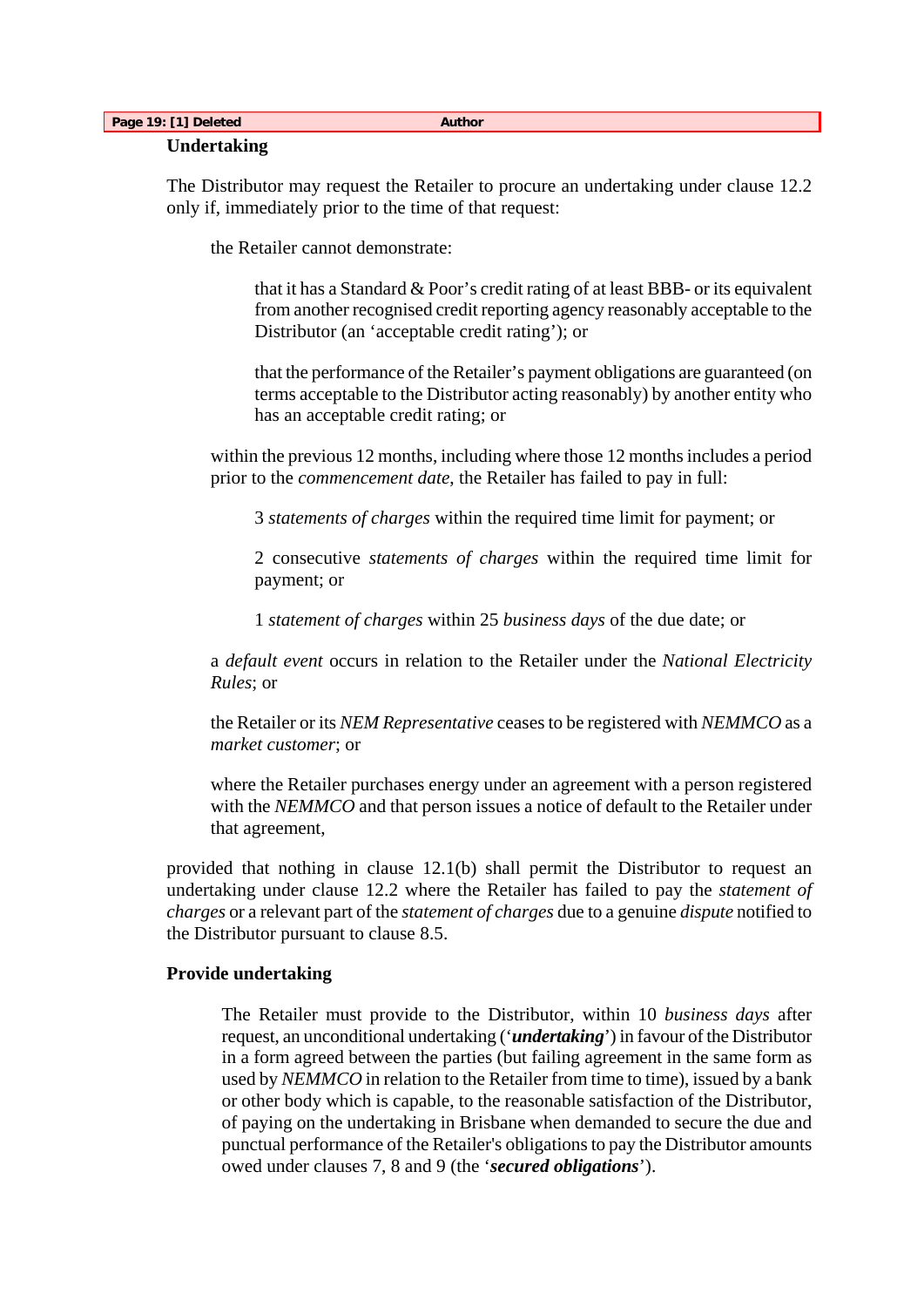Page 19: [1] Deleted Author

**Undertaking**

The Distributor may request the Retailer to procure an undertaking under clause 12.2 only if, immediately prior to the time of that request:

the Retailer cannot demonstrate:

that it has a Standard & Poor's credit rating of at least BBB- or its equivalent from another recognised credit reporting agency reasonably acceptable to the Distributor (an 'acceptable credit rating'); or

that the performance of the Retailer's payment obligations are guaranteed (on terms acceptable to the Distributor acting reasonably) by another entity who has an acceptable credit rating; or

within the previous 12 months, including where those 12 months includes a period prior to the *commencement date*, the Retailer has failed to pay in full:

3 *statements of charges* within the required time limit for payment; or

2 consecutive *statements of charges* within the required time limit for payment; or

1 *statement of charges* within 25 *business days* of the due date; or

a *default event* occurs in relation to the Retailer under the *National Electricity Rules*; or

the Retailer or its *NEM Representative* ceases to be registered with *NEMMCO* as a *market customer*; or

where the Retailer purchases energy under an agreement with a person registered with the *NEMMCO* and that person issues a notice of default to the Retailer under that agreement,

provided that nothing in clause 12.1(b) shall permit the Distributor to request an undertaking under clause 12.2 where the Retailer has failed to pay the *statement of charges* or a relevant part of the *statement of charges* due to a genuine *dispute* notified to the Distributor pursuant to clause 8.5.

**Provide undertaking**

The Retailer must provide to the Distributor, within 10 *business days* after request, an unconditional undertaking ('***undertaking***') in favour of the Distributor in a form agreed between the parties (but failing agreement in the same form as used by *NEMMCO* in relation to the Retailer from time to time), issued by a bank or other body which is capable, to the reasonable satisfaction of the Distributor, of paying on the undertaking in Brisbane when demanded to secure the due and punctual performance of the Retailer's obligations to pay the Distributor amounts owed under clauses 7, 8 and 9 (the '***secured obligations***').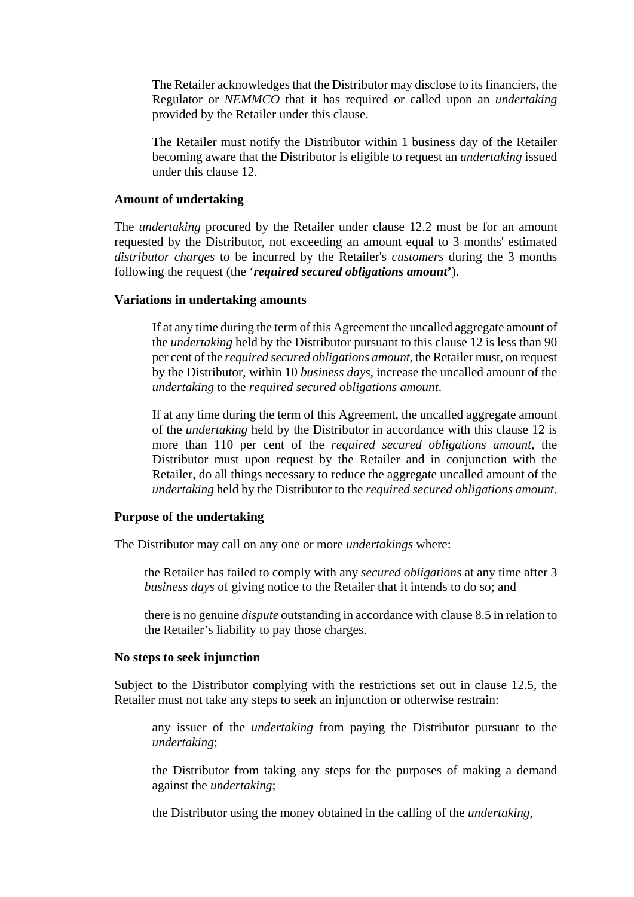The Retailer acknowledges that the Distributor may disclose to its financiers, the Regulator or *NEMMCO* that it has required or called upon an *undertaking* provided by the Retailer under this clause.

The Retailer must notify the Distributor within 1 business day of the Retailer becoming aware that the Distributor is eligible to request an *undertaking* issued under this clause 12.

**Amount of undertaking**

The *undertaking* procured by the Retailer under clause 12.2 must be for an amount requested by the Distributor, not exceeding an amount equal to 3 months' estimated *distributor charges* to be incurred by the Retailer's *customers* during the 3 months following the request (the '***required secured obligations amount***').

**Variations in undertaking amounts**

If at any time during the term of this Agreement the uncalled aggregate amount of the *undertaking* held by the Distributor pursuant to this clause 12 is less than 90 per cent of the *required secured obligations amount*, the Retailer must, on request by the Distributor, within 10 *business days*, increase the uncalled amount of the *undertaking* to the *required secured obligations amount*.

If at any time during the term of this Agreement, the uncalled aggregate amount of the *undertaking* held by the Distributor in accordance with this clause 12 is more than 110 per cent of the *required secured obligations amount*, the Distributor must upon request by the Retailer and in conjunction with the Retailer, do all things necessary to reduce the aggregate uncalled amount of the *undertaking* held by the Distributor to the *required secured obligations amount*.

**Purpose of the undertaking**

The Distributor may call on any one or more *undertakings* where:

the Retailer has failed to comply with any *secured obligations* at any time after 3 *business days* of giving notice to the Retailer that it intends to do so; and

there is no genuine *dispute* outstanding in accordance with clause 8.5 in relation to the Retailer's liability to pay those charges.

**No steps to seek injunction**

Subject to the Distributor complying with the restrictions set out in clause 12.5, the Retailer must not take any steps to seek an injunction or otherwise restrain:

any issuer of the *undertaking* from paying the Distributor pursuant to the *undertaking*;

the Distributor from taking any steps for the purposes of making a demand against the *undertaking*;

the Distributor using the money obtained in the calling of the *undertaking*,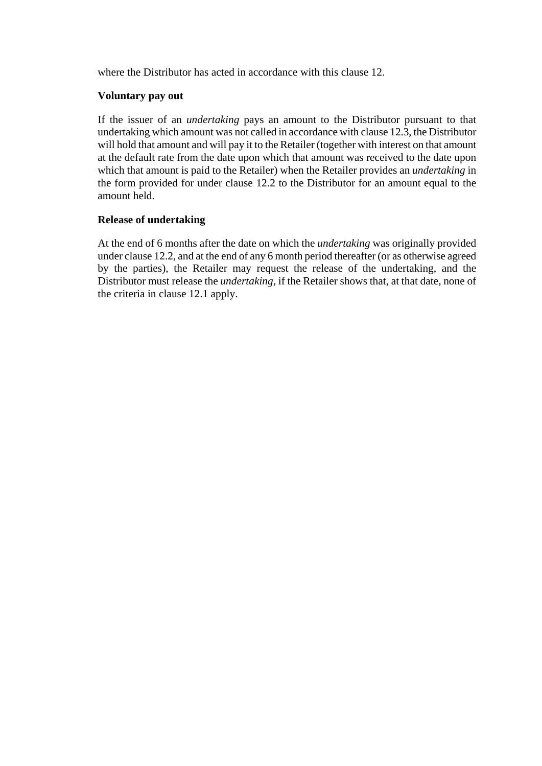where the Distributor has acted in accordance with this clause 12.

**Voluntary pay out**

If the issuer of an *undertaking* pays an amount to the Distributor pursuant to that undertaking which amount was not called in accordance with clause 12.3, the Distributor will hold that amount and will pay it to the Retailer (together with interest on that amount at the default rate from the date upon which that amount was received to the date upon which that amount is paid to the Retailer) when the Retailer provides an *undertaking* in the form provided for under clause 12.2 to the Distributor for an amount equal to the amount held.

**Release of undertaking**

At the end of 6 months after the date on which the *undertaking* was originally provided under clause 12.2, and at the end of any 6 month period thereafter (or as otherwise agreed by the parties), the Retailer may request the release of the undertaking, and the Distributor must release the *undertaking*, if the Retailer shows that, at that date, none of the criteria in clause 12.1 apply.